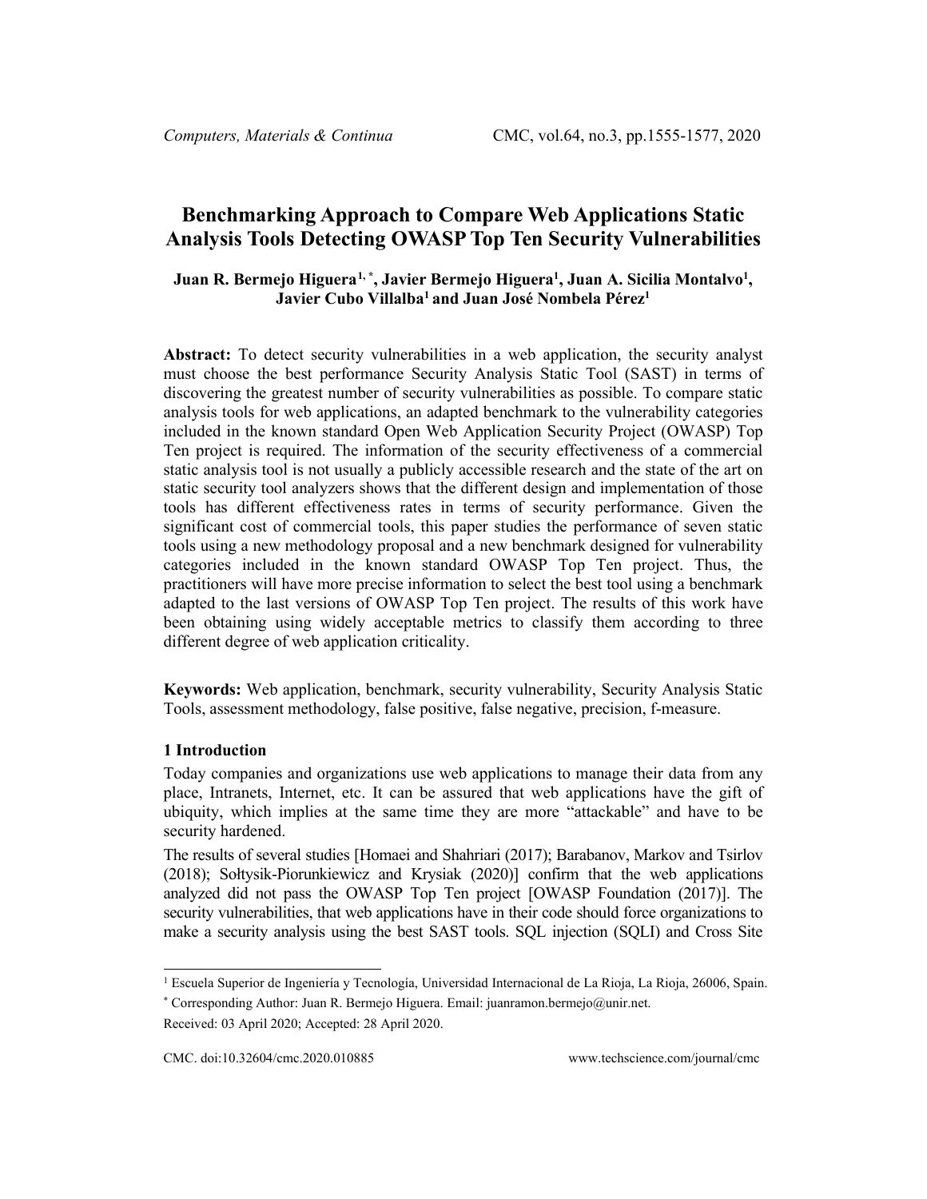# Benchmarking Approach to Compare Web Applications Static Analysis Tools Detecting OWASP Top Ten Security Vulnerabilities

**Juan R. Bermejo Higuera[1, *], Javier Bermejo Higuera[1], Juan A. Sicilia Montalvo[1], Javier Cubo Villalba[1] and Juan José Nombela Pérez[1]**

**Abstract:** To detect security vulnerabilities in a web application, the security analyst must choose the best performance Security Analysis Static Tool (SAST) in terms of discovering the greatest number of security vulnerabilities as possible. To compare static analysis tools for web applications, an adapted benchmark to the vulnerability categories included in the known standard Open Web Application Security Project (OWASP) Top Ten project is required. The information of the security effectiveness of a commercial static analysis tool is not usually a publicly accessible research and the state of the art on static security tool analyzers shows that the different design and implementation of those tools has different effectiveness rates in terms of security performance. Given the significant cost of commercial tools, this paper studies the performance of seven static tools using a new methodology proposal and a new benchmark designed for vulnerability categories included in the known standard OWASP Top Ten project. Thus, the practitioners will have more precise information to select the best tool using a benchmark adapted to the last versions of OWASP Top Ten project. The results of this work have been obtaining using widely acceptable metrics to classify them according to three different degree of web application criticality.

**Keywords:** Web application, benchmark, security vulnerability, Security Analysis Static Tools, assessment methodology, false positive, false negative, precision, f-measure.

## 1 Introduction

Today companies and organizations use web applications to manage their data from any place, Intranets, Internet, etc. It can be assured that web applications have the gift of ubiquity, which implies at the same time they are more "attackable" and have to be security hardened.

The results of several studies [Homaei and Shahriari (2017); Barabanov, Markov and Tsirlov (2018); Sołtysik-Piorunkiewicz and Krysiak (2020)] confirm that the web applications analyzed did not pass the OWASP Top Ten project [OWASP Foundation (2017)]. The security vulnerabilities, that web applications have in their code should force organizations to make a security analysis using the best SAST tools. SQL injection (SQLI) and Cross Site

---

[1] Escuela Superior de Ingeniería y Tecnología, Universidad Internacional de La Rioja, La Rioja, 26006, Spain.

[*] Corresponding Author: Juan R. Bermejo Higuera. Email: juanramon.bermejo@unir.net.

Received: 03 April 2020; Accepted: 28 April 2020.

CMC. doi:10.32604/cmc.2020.010885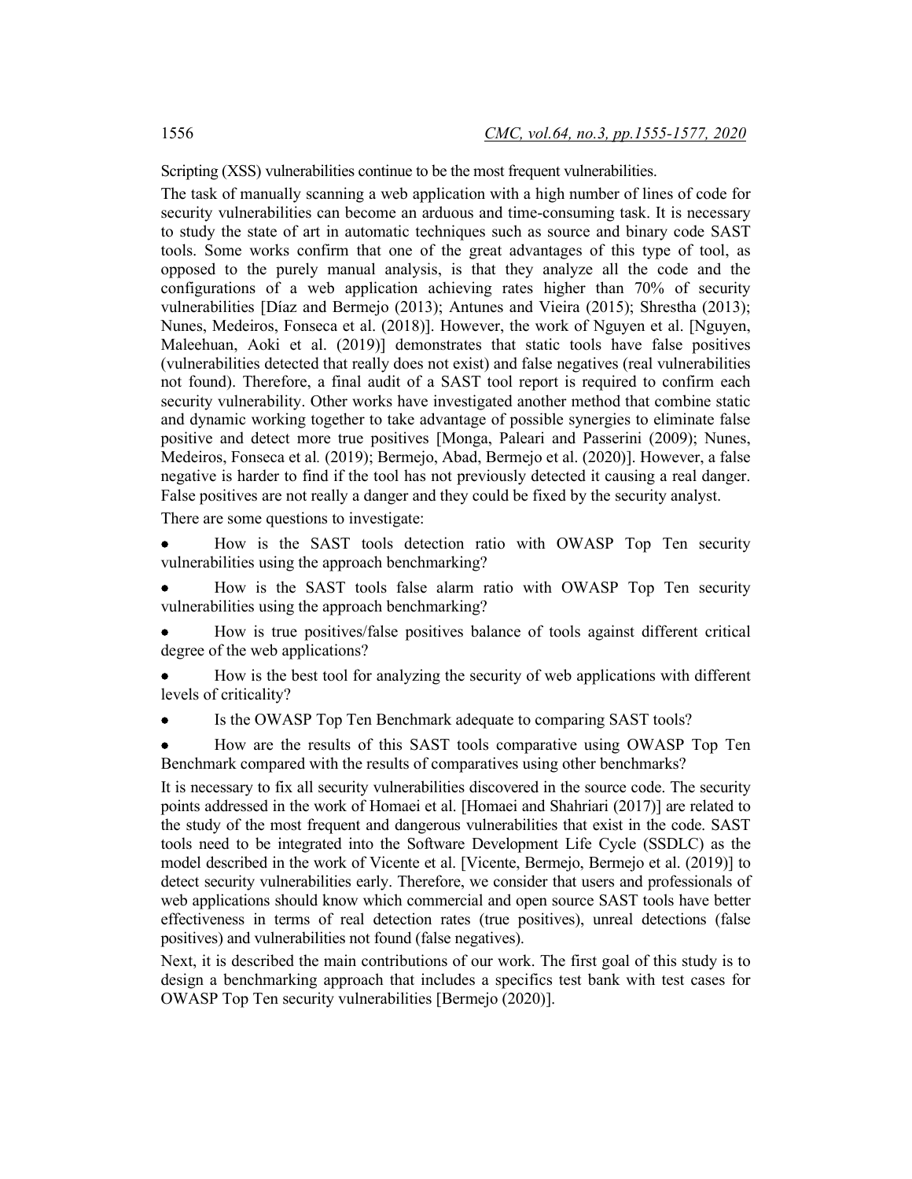Scripting (XSS) vulnerabilities continue to be the most frequent vulnerabilities.

The task of manually scanning a web application with a high number of lines of code for security vulnerabilities can become an arduous and time-consuming task. It is necessary to study the state of art in automatic techniques such as source and binary code SAST tools. Some works confirm that one of the great advantages of this type of tool, as opposed to the purely manual analysis, is that they analyze all the code and the configurations of a web application achieving rates higher than 70% of security vulnerabilities [Díaz and Bermejo (2013); Antunes and Vieira (2015); Shrestha (2013); Nunes, Medeiros, Fonseca et al. (2018)]. However, the work of Nguyen et al. [Nguyen, Maleehuan, Aoki et al. (2019)] demonstrates that static tools have false positives (vulnerabilities detected that really does not exist) and false negatives (real vulnerabilities not found). Therefore, a final audit of a SAST tool report is required to confirm each security vulnerability. Other works have investigated another method that combine static and dynamic working together to take advantage of possible synergies to eliminate false positive and detect more true positives [Monga, Paleari and Passerini (2009); Nunes, Medeiros, Fonseca et al. (2019); Bermejo, Abad, Bermejo et al. (2020)]. However, a false negative is harder to find if the tool has not previously detected it causing a real danger. False positives are not really a danger and they could be fixed by the security analyst.

There are some questions to investigate:

- How is the SAST tools detection ratio with OWASP Top Ten security vulnerabilities using the approach benchmarking?
- How is the SAST tools false alarm ratio with OWASP Top Ten security vulnerabilities using the approach benchmarking?
- How is true positives/false positives balance of tools against different critical degree of the web applications?
- How is the best tool for analyzing the security of web applications with different levels of criticality?
- Is the OWASP Top Ten Benchmark adequate to comparing SAST tools?
- How are the results of this SAST tools comparative using OWASP Top Ten Benchmark compared with the results of comparatives using other benchmarks?

It is necessary to fix all security vulnerabilities discovered in the source code. The security points addressed in the work of Homaei et al. [Homaei and Shahriari (2017)] are related to the study of the most frequent and dangerous vulnerabilities that exist in the code. SAST tools need to be integrated into the Software Development Life Cycle (SSDLC) as the model described in the work of Vicente et al. [Vicente, Bermejo, Bermejo et al. (2019)] to detect security vulnerabilities early. Therefore, we consider that users and professionals of web applications should know which commercial and open source SAST tools have better effectiveness in terms of real detection rates (true positives), unreal detections (false positives) and vulnerabilities not found (false negatives).

Next, it is described the main contributions of our work. The first goal of this study is to design a benchmarking approach that includes a specifics test bank with test cases for OWASP Top Ten security vulnerabilities [Bermejo (2020)].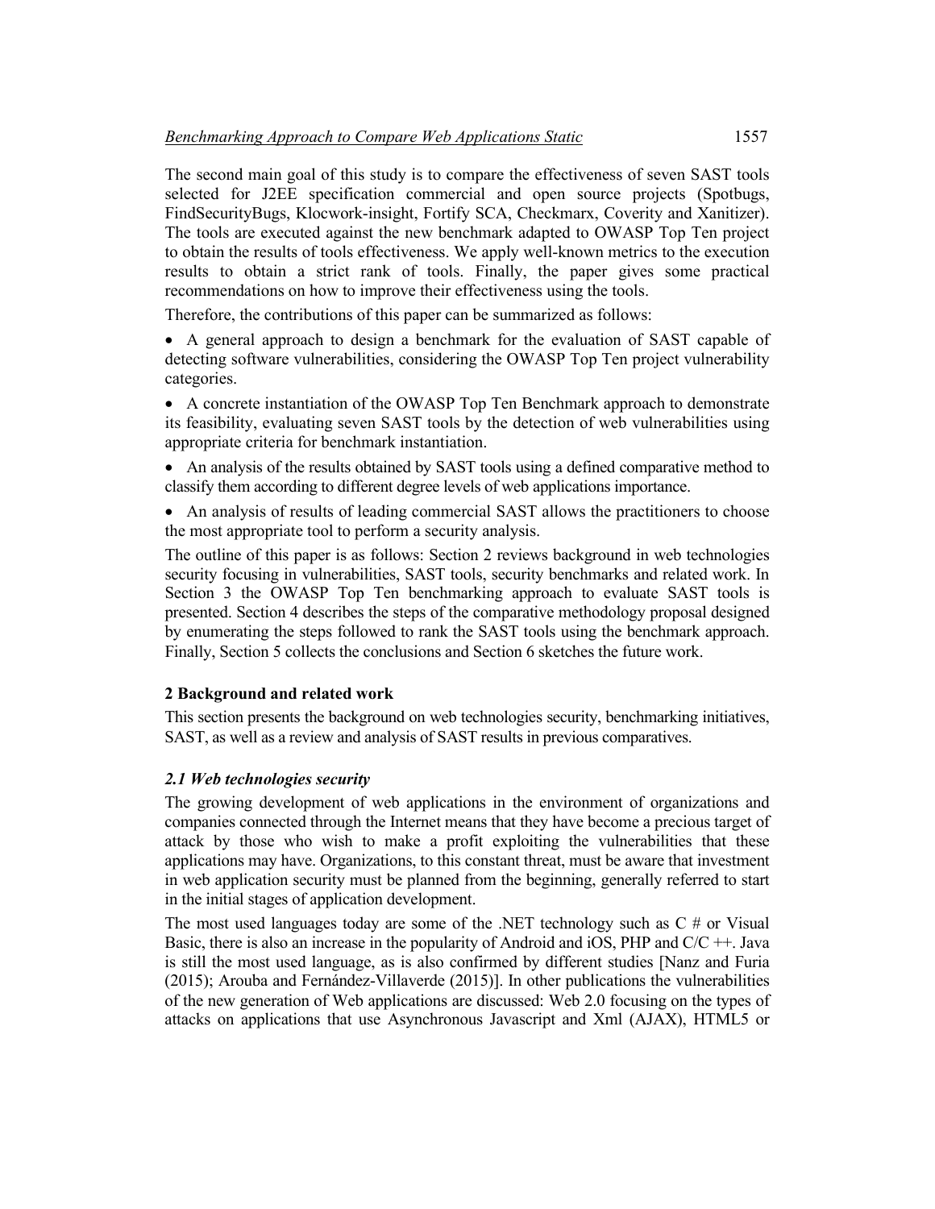The second main goal of this study is to compare the effectiveness of seven SAST tools selected for J2EE specification commercial and open source projects (Spotbugs, FindSecurityBugs, Klocwork-insight, Fortify SCA, Checkmarx, Coverity and Xanitizer). The tools are executed against the new benchmark adapted to OWASP Top Ten project to obtain the results of tools effectiveness. We apply well-known metrics to the execution results to obtain a strict rank of tools. Finally, the paper gives some practical recommendations on how to improve their effectiveness using the tools.

Therefore, the contributions of this paper can be summarized as follows:

- A general approach to design a benchmark for the evaluation of SAST capable of detecting software vulnerabilities, considering the OWASP Top Ten project vulnerability categories.
- A concrete instantiation of the OWASP Top Ten Benchmark approach to demonstrate its feasibility, evaluating seven SAST tools by the detection of web vulnerabilities using appropriate criteria for benchmark instantiation.
- An analysis of the results obtained by SAST tools using a defined comparative method to classify them according to different degree levels of web applications importance.
- An analysis of results of leading commercial SAST allows the practitioners to choose the most appropriate tool to perform a security analysis.

The outline of this paper is as follows: Section 2 reviews background in web technologies security focusing in vulnerabilities, SAST tools, security benchmarks and related work. In Section 3 the OWASP Top Ten benchmarking approach to evaluate SAST tools is presented. Section 4 describes the steps of the comparative methodology proposal designed by enumerating the steps followed to rank the SAST tools using the benchmark approach. Finally, Section 5 collects the conclusions and Section 6 sketches the future work.

## 2 Background and related work

This section presents the background on web technologies security, benchmarking initiatives, SAST, as well as a review and analysis of SAST results in previous comparatives.

### *2.1 Web technologies security*

The growing development of web applications in the environment of organizations and companies connected through the Internet means that they have become a precious target of attack by those who wish to make a profit exploiting the vulnerabilities that these applications may have. Organizations, to this constant threat, must be aware that investment in web application security must be planned from the beginning, generally referred to start in the initial stages of application development.

The most used languages today are some of the .NET technology such as C # or Visual Basic, there is also an increase in the popularity of Android and iOS, PHP and C/C ++. Java is still the most used language, as is also confirmed by different studies [Nanz and Furia (2015); Arouba and Fernández-Villaverde (2015)]. In other publications the vulnerabilities of the new generation of Web applications are discussed: Web 2.0 focusing on the types of attacks on applications that use Asynchronous Javascript and Xml (AJAX), HTML5 or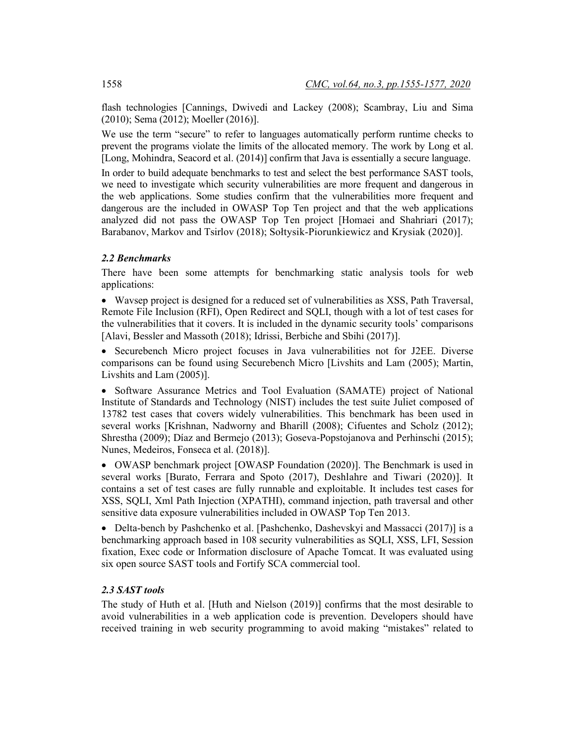flash technologies [Cannings, Dwivedi and Lackey (2008); Scambray, Liu and Sima (2010); Sema (2012); Moeller (2016)].

We use the term "secure" to refer to languages automatically perform runtime checks to prevent the programs violate the limits of the allocated memory. The work by Long et al. [Long, Mohindra, Seacord et al. (2014)] confirm that Java is essentially a secure language.

In order to build adequate benchmarks to test and select the best performance SAST tools, we need to investigate which security vulnerabilities are more frequent and dangerous in the web applications. Some studies confirm that the vulnerabilities more frequent and dangerous are the included in OWASP Top Ten project and that the web applications analyzed did not pass the OWASP Top Ten project [Homaei and Shahriari (2017); Barabanov, Markov and Tsirlov (2018); Sołtysik-Piorunkiewicz and Krysiak (2020)].

### *2.2 Benchmarks*

There have been some attempts for benchmarking static analysis tools for web applications:

- Wavsep project is designed for a reduced set of vulnerabilities as XSS, Path Traversal, Remote File Inclusion (RFI), Open Redirect and SQLI, though with a lot of test cases for the vulnerabilities that it covers. It is included in the dynamic security tools' comparisons [Alavi, Bessler and Massoth (2018); Idrissi, Berbiche and Sbihi (2017)].
- Securebench Micro project focuses in Java vulnerabilities not for J2EE. Diverse comparisons can be found using Securebench Micro [Livshits and Lam (2005); Martin, Livshits and Lam (2005)].
- Software Assurance Metrics and Tool Evaluation (SAMATE) project of National Institute of Standards and Technology (NIST) includes the test suite Juliet composed of 13782 test cases that covers widely vulnerabilities. This benchmark has been used in several works [Krishnan, Nadworny and Bharill (2008); Cifuentes and Scholz (2012); Shrestha (2009); Díaz and Bermejo (2013); Goseva-Popstojanova and Perhinschi (2015); Nunes, Medeiros, Fonseca et al. (2018)].
- OWASP benchmark project [OWASP Foundation (2020)]. The Benchmark is used in several works [Burato, Ferrara and Spoto (2017), Deshlahre and Tiwari (2020)]. It contains a set of test cases are fully runnable and exploitable. It includes test cases for XSS, SQLI, Xml Path Injection (XPATHI), command injection, path traversal and other sensitive data exposure vulnerabilities included in OWASP Top Ten 2013.
- Delta-bench by Pashchenko et al. [Pashchenko, Dashevskyi and Massacci (2017)] is a benchmarking approach based in 108 security vulnerabilities as SQLI, XSS, LFI, Session fixation, Exec code or Information disclosure of Apache Tomcat. It was evaluated using six open source SAST tools and Fortify SCA commercial tool.

### *2.3 SAST tools*

The study of Huth et al. [Huth and Nielson (2019)] confirms that the most desirable to avoid vulnerabilities in a web application code is prevention. Developers should have received training in web security programming to avoid making "mistakes" related to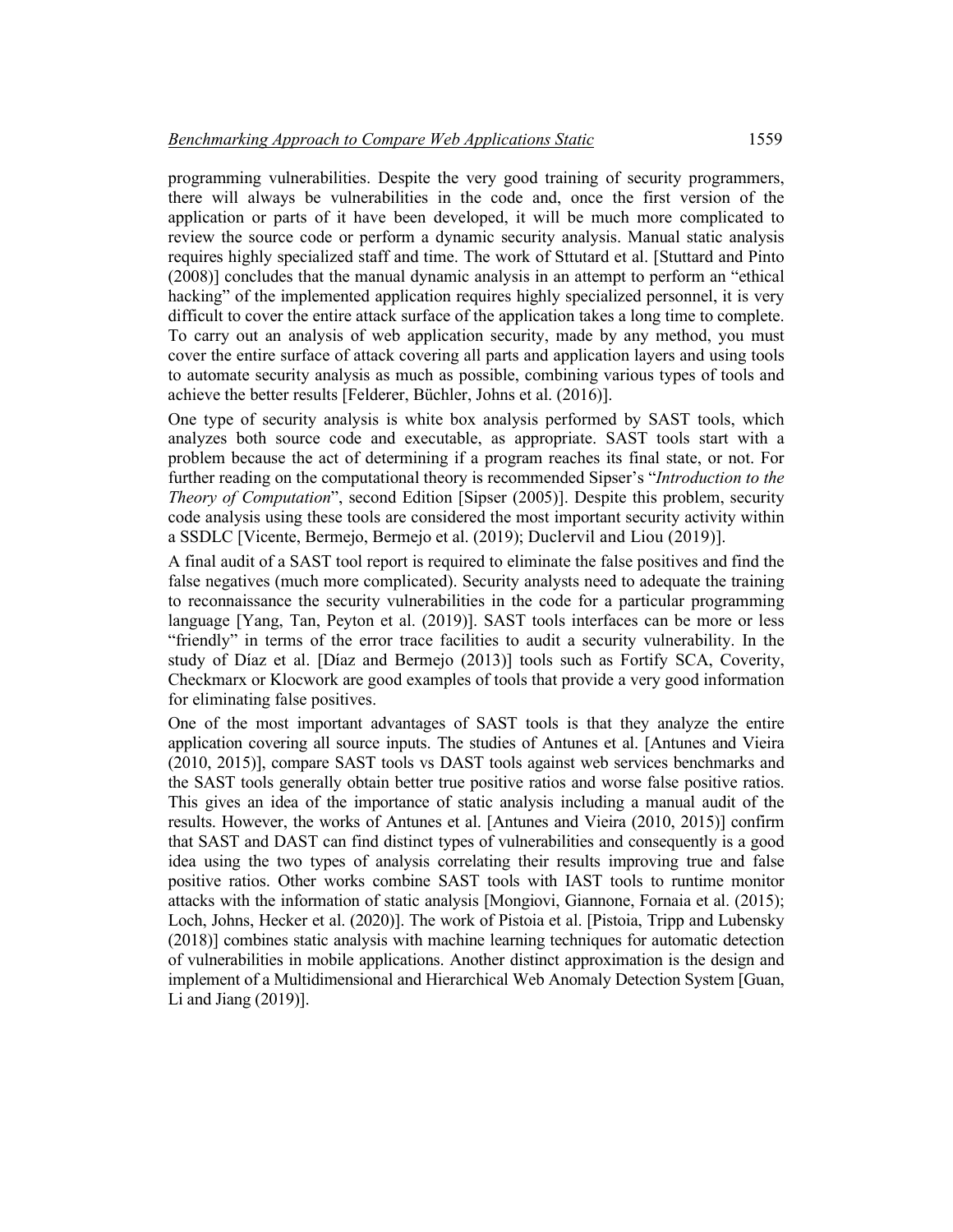programming vulnerabilities. Despite the very good training of security programmers, there will always be vulnerabilities in the code and, once the first version of the application or parts of it have been developed, it will be much more complicated to review the source code or perform a dynamic security analysis. Manual static analysis requires highly specialized staff and time. The work of Sttutard et al. [Stuttard and Pinto (2008)] concludes that the manual dynamic analysis in an attempt to perform an "ethical hacking" of the implemented application requires highly specialized personnel, it is very difficult to cover the entire attack surface of the application takes a long time to complete. To carry out an analysis of web application security, made by any method, you must cover the entire surface of attack covering all parts and application layers and using tools to automate security analysis as much as possible, combining various types of tools and achieve the better results [Felderer, Büchler, Johns et al. (2016)].

One type of security analysis is white box analysis performed by SAST tools, which analyzes both source code and executable, as appropriate. SAST tools start with a problem because the act of determining if a program reaches its final state, or not. For further reading on the computational theory is recommended Sipser's "*Introduction to the Theory of Computation*", second Edition [Sipser (2005)]. Despite this problem, security code analysis using these tools are considered the most important security activity within a SSDLC [Vicente, Bermejo, Bermejo et al. (2019); Duclervil and Liou (2019)].

A final audit of a SAST tool report is required to eliminate the false positives and find the false negatives (much more complicated). Security analysts need to adequate the training to reconnaissance the security vulnerabilities in the code for a particular programming language [Yang, Tan, Peyton et al. (2019)]. SAST tools interfaces can be more or less "friendly" in terms of the error trace facilities to audit a security vulnerability. In the study of Díaz et al. [Díaz and Bermejo (2013)] tools such as Fortify SCA, Coverity, Checkmarx or Klocwork are good examples of tools that provide a very good information for eliminating false positives.

One of the most important advantages of SAST tools is that they analyze the entire application covering all source inputs. The studies of Antunes et al. [Antunes and Vieira (2010, 2015)], compare SAST tools vs DAST tools against web services benchmarks and the SAST tools generally obtain better true positive ratios and worse false positive ratios. This gives an idea of the importance of static analysis including a manual audit of the results. However, the works of Antunes et al. [Antunes and Vieira (2010, 2015)] confirm that SAST and DAST can find distinct types of vulnerabilities and consequently is a good idea using the two types of analysis correlating their results improving true and false positive ratios. Other works combine SAST tools with IAST tools to runtime monitor attacks with the information of static analysis [Mongiovi, Giannone, Fornaia et al. (2015); Loch, Johns, Hecker et al. (2020)]. The work of Pistoia et al. [Pistoia, Tripp and Lubensky (2018)] combines static analysis with machine learning techniques for automatic detection of vulnerabilities in mobile applications. Another distinct approximation is the design and implement of a Multidimensional and Hierarchical Web Anomaly Detection System [Guan, Li and Jiang (2019)].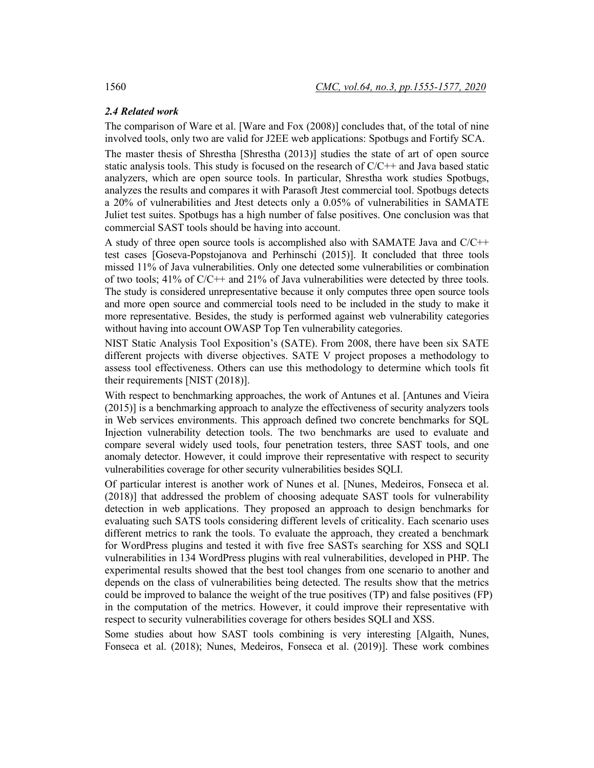### *2.4 Related work*

The comparison of Ware et al. [Ware and Fox (2008)] concludes that, of the total of nine involved tools, only two are valid for J2EE web applications: Spotbugs and Fortify SCA.

The master thesis of Shrestha [Shrestha (2013)] studies the state of art of open source static analysis tools. This study is focused on the research of C/C++ and Java based static analyzers, which are open source tools. In particular, Shrestha work studies Spotbugs, analyzes the results and compares it with Parasoft Jtest commercial tool. Spotbugs detects a 20% of vulnerabilities and Jtest detects only a 0.05% of vulnerabilities in SAMATE Juliet test suites. Spotbugs has a high number of false positives. One conclusion was that commercial SAST tools should be having into account.

A study of three open source tools is accomplished also with SAMATE Java and C/C++ test cases [Goseva-Popstojanova and Perhinschi (2015)]. It concluded that three tools missed 11% of Java vulnerabilities. Only one detected some vulnerabilities or combination of two tools; 41% of C/C++ and 21% of Java vulnerabilities were detected by three tools. The study is considered unrepresentative because it only computes three open source tools and more open source and commercial tools need to be included in the study to make it more representative. Besides, the study is performed against web vulnerability categories without having into account OWASP Top Ten vulnerability categories.

NIST Static Analysis Tool Exposition's (SATE). From 2008, there have been six SATE different projects with diverse objectives. SATE V project proposes a methodology to assess tool effectiveness. Others can use this methodology to determine which tools fit their requirements [NIST (2018)].

With respect to benchmarking approaches, the work of Antunes et al. [Antunes and Vieira (2015)] is a benchmarking approach to analyze the effectiveness of security analyzers tools in Web services environments. This approach defined two concrete benchmarks for SQL Injection vulnerability detection tools. The two benchmarks are used to evaluate and compare several widely used tools, four penetration testers, three SAST tools, and one anomaly detector. However, it could improve their representative with respect to security vulnerabilities coverage for other security vulnerabilities besides SQLI.

Of particular interest is another work of Nunes et al. [Nunes, Medeiros, Fonseca et al. (2018)] that addressed the problem of choosing adequate SAST tools for vulnerability detection in web applications. They proposed an approach to design benchmarks for evaluating such SATS tools considering different levels of criticality. Each scenario uses different metrics to rank the tools. To evaluate the approach, they created a benchmark for WordPress plugins and tested it with five free SASTs searching for XSS and SQLI vulnerabilities in 134 WordPress plugins with real vulnerabilities, developed in PHP. The experimental results showed that the best tool changes from one scenario to another and depends on the class of vulnerabilities being detected. The results show that the metrics could be improved to balance the weight of the true positives (TP) and false positives (FP) in the computation of the metrics. However, it could improve their representative with respect to security vulnerabilities coverage for others besides SQLI and XSS.

Some studies about how SAST tools combining is very interesting [Algaith, Nunes, Fonseca et al. (2018); Nunes, Medeiros, Fonseca et al. (2019)]. These work combines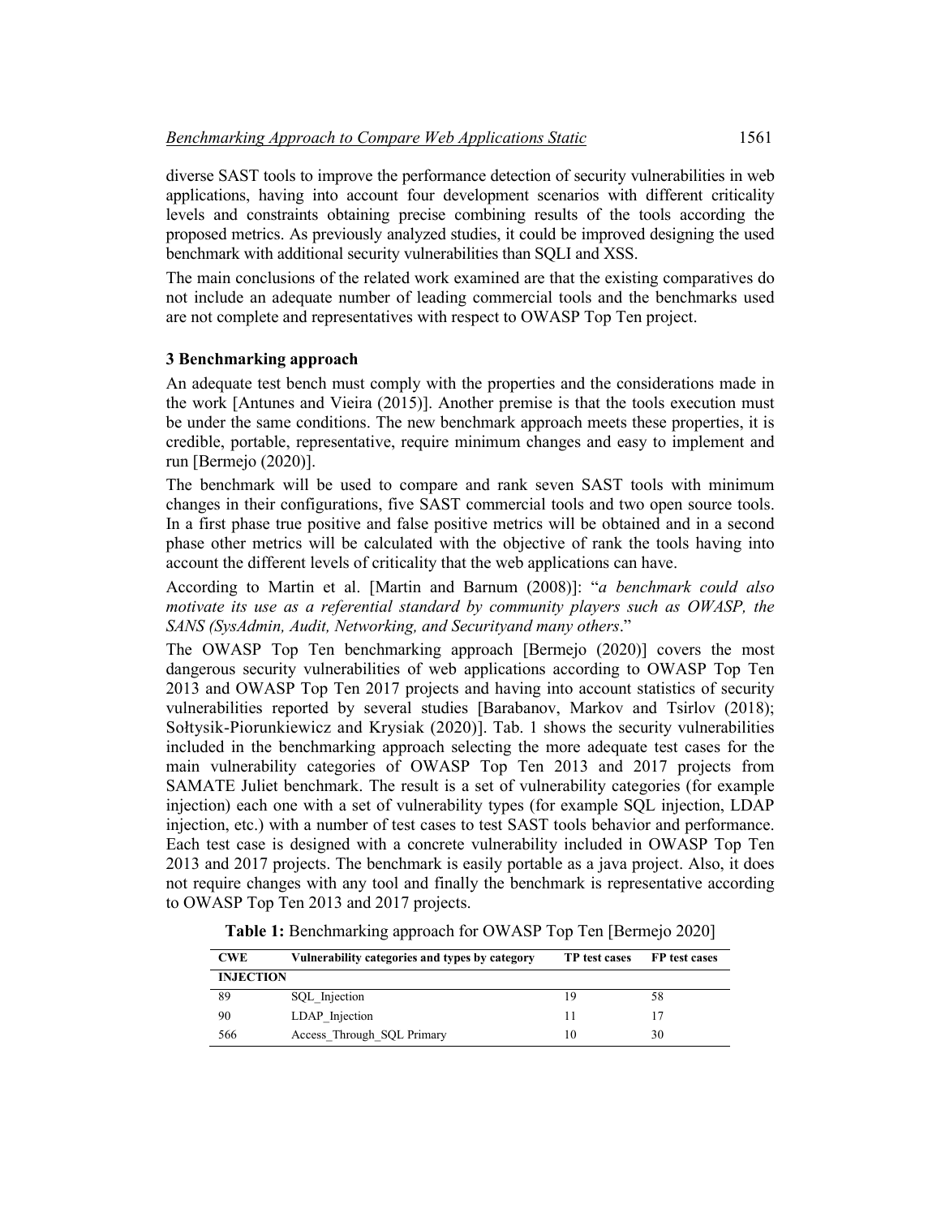diverse SAST tools to improve the performance detection of security vulnerabilities in web applications, having into account four development scenarios with different criticality levels and constraints obtaining precise combining results of the tools according the proposed metrics. As previously analyzed studies, it could be improved designing the used benchmark with additional security vulnerabilities than SQLI and XSS.

The main conclusions of the related work examined are that the existing comparatives do not include an adequate number of leading commercial tools and the benchmarks used are not complete and representatives with respect to OWASP Top Ten project.

## 3 Benchmarking approach

An adequate test bench must comply with the properties and the considerations made in the work [Antunes and Vieira (2015)]. Another premise is that the tools execution must be under the same conditions. The new benchmark approach meets these properties, it is credible, portable, representative, require minimum changes and easy to implement and run [Bermejo (2020)].

The benchmark will be used to compare and rank seven SAST tools with minimum changes in their configurations, five SAST commercial tools and two open source tools. In a first phase true positive and false positive metrics will be obtained and in a second phase other metrics will be calculated with the objective of rank the tools having into account the different levels of criticality that the web applications can have.

According to Martin et al. [Martin and Barnum (2008)]: "*a benchmark could also motivate its use as a referential standard by community players such as OWASP, the SANS (SysAdmin, Audit, Networking, and Securityand many others*."

The OWASP Top Ten benchmarking approach [Bermejo (2020)] covers the most dangerous security vulnerabilities of web applications according to OWASP Top Ten 2013 and OWASP Top Ten 2017 projects and having into account statistics of security vulnerabilities reported by several studies [Barabanov, Markov and Tsirlov (2018); Sołtysik-Piorunkiewicz and Krysiak (2020)]. Tab. 1 shows the security vulnerabilities included in the benchmarking approach selecting the more adequate test cases for the main vulnerability categories of OWASP Top Ten 2013 and 2017 projects from SAMATE Juliet benchmark. The result is a set of vulnerability categories (for example injection) each one with a set of vulnerability types (for example SQL injection, LDAP injection, etc.) with a number of test cases to test SAST tools behavior and performance. Each test case is designed with a concrete vulnerability included in OWASP Top Ten 2013 and 2017 projects. The benchmark is easily portable as a java project. Also, it does not require changes with any tool and finally the benchmark is representative according to OWASP Top Ten 2013 and 2017 projects.

**Table 1:** Benchmarking approach for OWASP Top Ten [Bermejo 2020]

| CWE | Vulnerability categories and types by category | TP test cases | FP test cases |
|---|---|---|---|
| **INJECTION** | | | |
| 89 | SQL_Injection | 19 | 58 |
| 90 | LDAP_Injection | 11 | 17 |
| 566 | Access_Through_SQL Primary | 10 | 30 |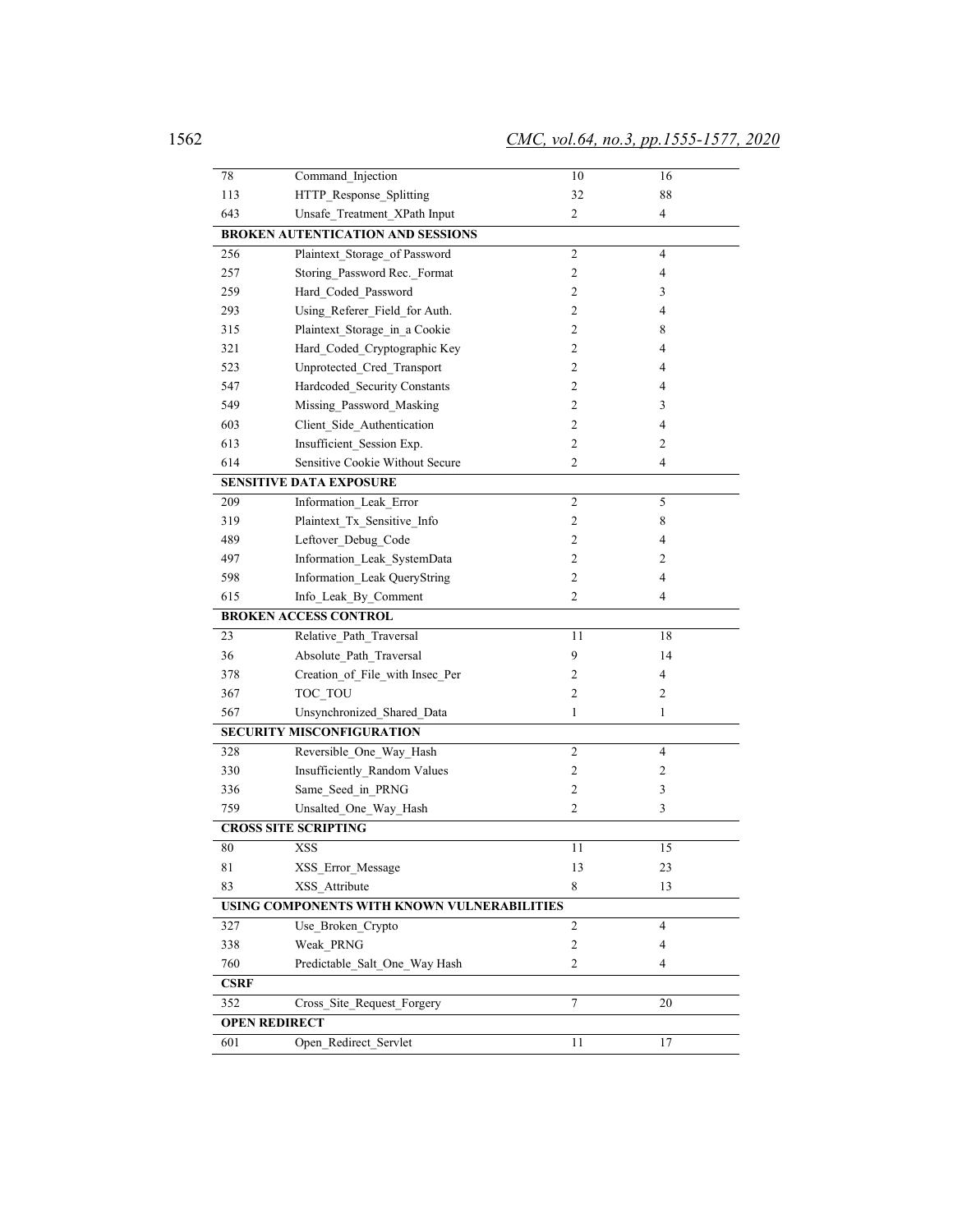| | | | |
|---|---|---|---|
| 78 | Command_Injection | 10 | 16 |
| 113 | HTTP_Response_Splitting | 32 | 88 |
| 643 | Unsafe_Treatment_XPath Input | 2 | 4 |
| **BROKEN AUTENTICATION AND SESSIONS** | | | |
| 256 | Plaintext_Storage_of Password | 2 | 4 |
| 257 | Storing_Password Rec._Format | 2 | 4 |
| 259 | Hard_Coded_Password | 2 | 3 |
| 293 | Using_Referer_Field_for Auth. | 2 | 4 |
| 315 | Plaintext_Storage_in_a Cookie | 2 | 8 |
| 321 | Hard_Coded_Cryptographic Key | 2 | 4 |
| 523 | Unprotected_Cred_Transport | 2 | 4 |
| 547 | Hardcoded_Security Constants | 2 | 4 |
| 549 | Missing_Password_Masking | 2 | 3 |
| 603 | Client_Side_Authentication | 2 | 4 |
| 613 | Insufficient_Session Exp. | 2 | 2 |
| 614 | Sensitive Cookie Without Secure | 2 | 4 |
| **SENSITIVE DATA EXPOSURE** | | | |
| 209 | Information_Leak_Error | 2 | 5 |
| 319 | Plaintext_Tx_Sensitive_Info | 2 | 8 |
| 489 | Leftover_Debug_Code | 2 | 4 |
| 497 | Information_Leak_SystemData | 2 | 2 |
| 598 | Information_Leak QueryString | 2 | 4 |
| 615 | Info_Leak_By_Comment | 2 | 4 |
| **BROKEN ACCESS CONTROL** | | | |
| 23 | Relative_Path_Traversal | 11 | 18 |
| 36 | Absolute_Path_Traversal | 9 | 14 |
| 378 | Creation_of_File_with Insec_Per | 2 | 4 |
| 367 | TOC_TOU | 2 | 2 |
| 567 | Unsynchronized_Shared_Data | 1 | 1 |
| **SECURITY MISCONFIGURATION** | | | |
| 328 | Reversible_One_Way_Hash | 2 | 4 |
| 330 | Insufficiently_Random Values | 2 | 2 |
| 336 | Same_Seed_in_PRNG | 2 | 3 |
| 759 | Unsalted_One_Way_Hash | 2 | 3 |
| **CROSS SITE SCRIPTING** | | | |
| 80 | XSS | 11 | 15 |
| 81 | XSS_Error_Message | 13 | 23 |
| 83 | XSS_Attribute | 8 | 13 |
| **USING COMPONENTS WITH KNOWN VULNERABILITIES** | | | |
| 327 | Use_Broken_Crypto | 2 | 4 |
| 338 | Weak_PRNG | 2 | 4 |
| 760 | Predictable_Salt_One_Way Hash | 2 | 4 |
| **CSRF** | | | |
| 352 | Cross_Site_Request_Forgery | 7 | 20 |
| **OPEN REDIRECT** | | | |
| 601 | Open_Redirect_Servlet | 11 | 17 |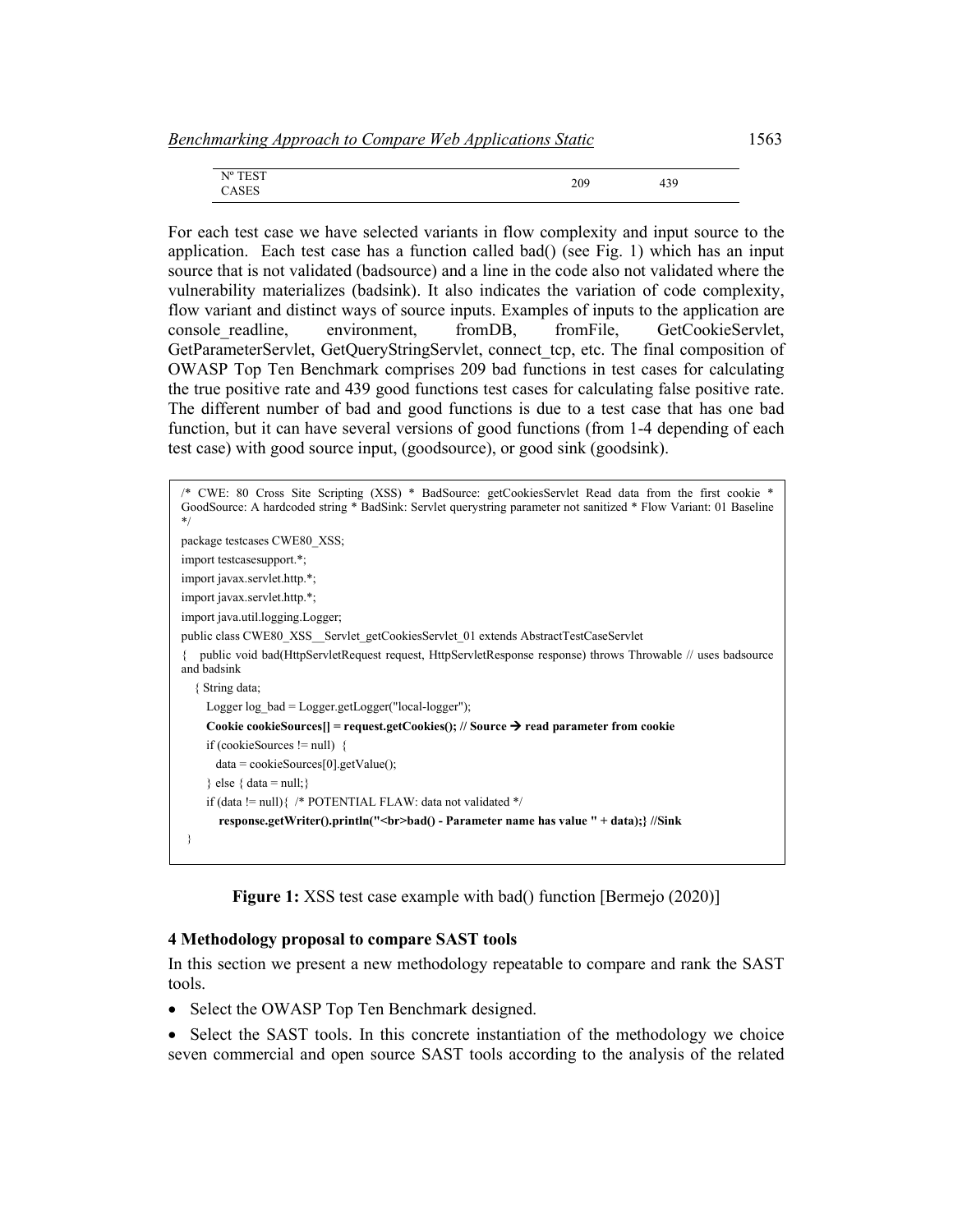| Nº TEST CASES | 209 | 439 |
|---|---|---|

For each test case we have selected variants in flow complexity and input source to the application. Each test case has a function called bad() (see Fig. 1) which has an input source that is not validated (badsource) and a line in the code also not validated where the vulnerability materializes (badsink). It also indicates the variation of code complexity, flow variant and distinct ways of source inputs. Examples of inputs to the application are console_readline, environment, fromDB, fromFile, GetCookieServlet, GetParameterServlet, GetQueryStringServlet, connect_tcp, etc. The final composition of OWASP Top Ten Benchmark comprises 209 bad functions in test cases for calculating the true positive rate and 439 good functions test cases for calculating false positive rate. The different number of bad and good functions is due to a test case that has one bad function, but it can have several versions of good functions (from 1-4 depending of each test case) with good source input, (goodsource), or good sink (goodsink).

```
/* CWE: 80 Cross Site Scripting (XSS) * BadSource: getCookiesServlet Read data from the first cookie * GoodSource: A hardcoded string * BadSink: Servlet querystring parameter not sanitized * Flow Variant: 01 Baseline */
package testcases CWE80_XSS;
import testcasesupport.*;
import javax.servlet.http.*;
import javax.servlet.http.*;
import java.util.logging.Logger;
public class CWE80_XSS__Servlet_getCookiesServlet_01 extends AbstractTestCaseServlet
{   public void bad(HttpServletRequest request, HttpServletResponse response) throws Throwable // uses badsource and badsink
   { String data;
      Logger log_bad = Logger.getLogger("local-logger");
      Cookie cookieSources[] = request.getCookies(); // Source → read parameter from cookie
      if (cookieSources != null)  {
         data = cookieSources[0].getValue();
      } else { data = null;}
      if (data != null){  /* POTENTIAL FLAW: data not validated */
         response.getWriter().println("<br>bad() - Parameter name has value " + data);} //Sink
 }
```

**Figure 1:** XSS test case example with bad() function [Bermejo (2020)]

### 4 Methodology proposal to compare SAST tools

In this section we present a new methodology repeatable to compare and rank the SAST tools.

- Select the OWASP Top Ten Benchmark designed.
- Select the SAST tools. In this concrete instantiation of the methodology we choice seven commercial and open source SAST tools according to the analysis of the related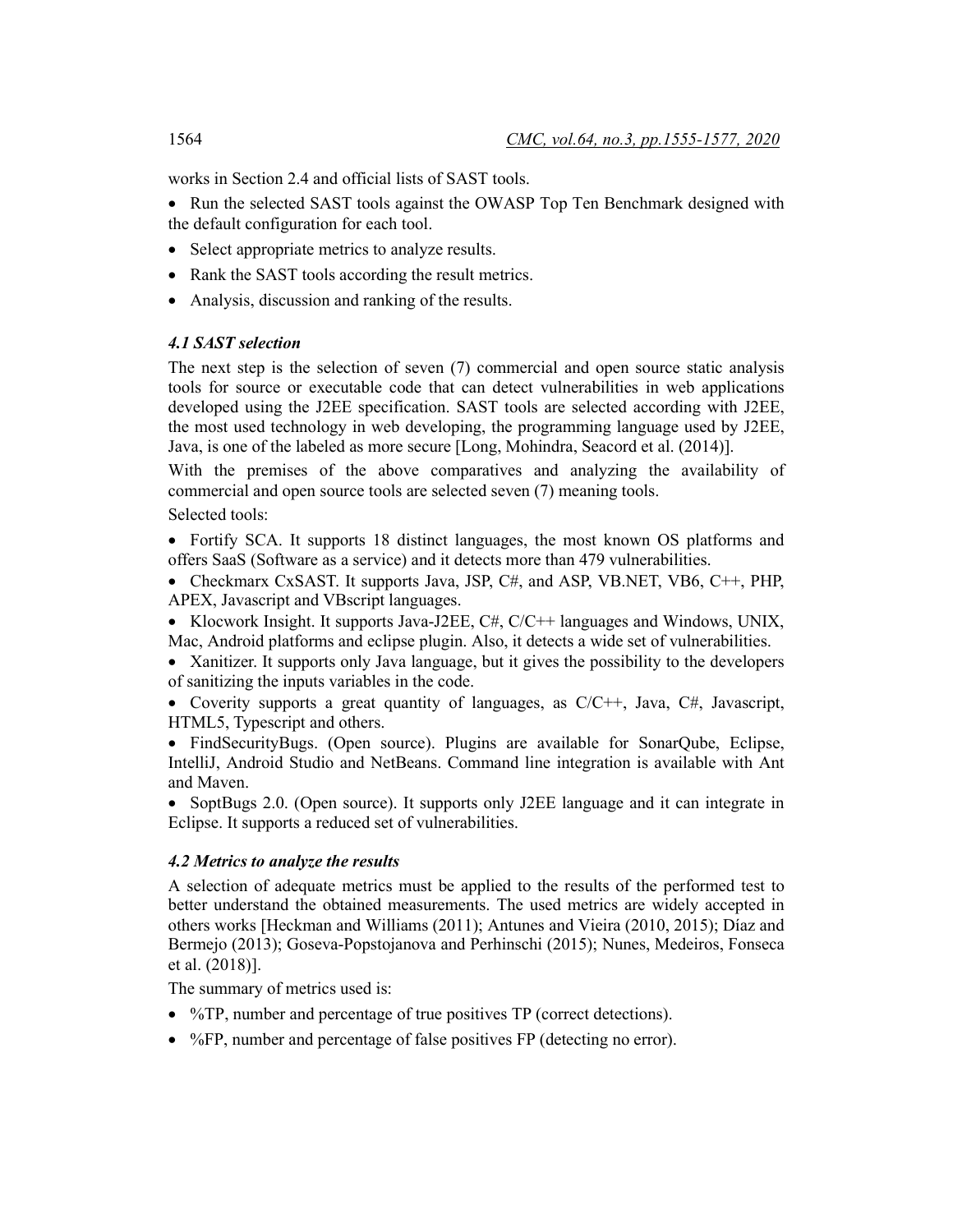works in Section 2.4 and official lists of SAST tools.

- Run the selected SAST tools against the OWASP Top Ten Benchmark designed with the default configuration for each tool.
- Select appropriate metrics to analyze results.
- Rank the SAST tools according the result metrics.
- Analysis, discussion and ranking of the results.

### *4.1 SAST selection*

The next step is the selection of seven (7) commercial and open source static analysis tools for source or executable code that can detect vulnerabilities in web applications developed using the J2EE specification. SAST tools are selected according with J2EE, the most used technology in web developing, the programming language used by J2EE, Java, is one of the labeled as more secure [Long, Mohindra, Seacord et al. (2014)].

With the premises of the above comparatives and analyzing the availability of commercial and open source tools are selected seven (7) meaning tools.

Selected tools:

- Fortify SCA. It supports 18 distinct languages, the most known OS platforms and offers SaaS (Software as a service) and it detects more than 479 vulnerabilities.
- Checkmarx CxSAST. It supports Java, JSP, C#, and ASP, VB.NET, VB6, C++, PHP, APEX, Javascript and VBscript languages.
- Klocwork Insight. It supports Java-J2EE, C#, C/C++ languages and Windows, UNIX, Mac, Android platforms and eclipse plugin. Also, it detects a wide set of vulnerabilities.
- Xanitizer. It supports only Java language, but it gives the possibility to the developers of sanitizing the inputs variables in the code.
- Coverity supports a great quantity of languages, as C/C++, Java, C#, Javascript, HTML5, Typescript and others.
- FindSecurityBugs. (Open source). Plugins are available for SonarQube, Eclipse, IntelliJ, Android Studio and NetBeans. Command line integration is available with Ant and Maven.
- SoptBugs 2.0. (Open source). It supports only J2EE language and it can integrate in Eclipse. It supports a reduced set of vulnerabilities.

### *4.2 Metrics to analyze the results*

A selection of adequate metrics must be applied to the results of the performed test to better understand the obtained measurements. The used metrics are widely accepted in others works [Heckman and Williams (2011); Antunes and Vieira (2010, 2015); Díaz and Bermejo (2013); Goseva-Popstojanova and Perhinschi (2015); Nunes, Medeiros, Fonseca et al. (2018)].

The summary of metrics used is:

- %TP, number and percentage of true positives TP (correct detections).
- %FP, number and percentage of false positives FP (detecting no error).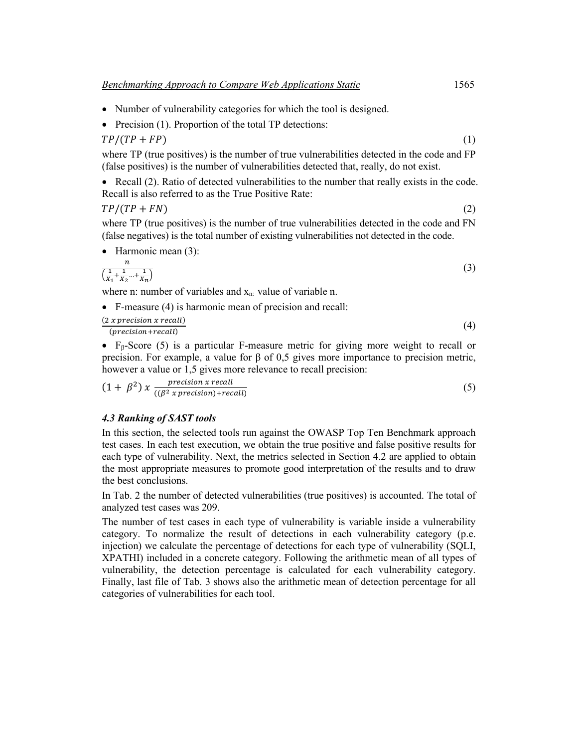- Number of vulnerability categories for which the tool is designed.
- Precision (1). Proportion of the total TP detections:

$$TP/(TP+FP) \tag{1}$$

where TP (true positives) is the number of true vulnerabilities detected in the code and FP (false positives) is the number of vulnerabilities detected that, really, do not exist.

- Recall (2). Ratio of detected vulnerabilities to the number that really exists in the code. Recall is also referred to as the True Positive Rate:

$$TP/(TP+FN) \tag{2}$$

where TP (true positives) is the number of true vulnerabilities detected in the code and FN (false negatives) is the total number of existing vulnerabilities not detected in the code.

- Harmonic mean (3):

$$\frac{n}{\left(\frac{1}{x_1}+\frac{1}{x_2}\ldots+\frac{1}{x_n}\right)} \tag{3}$$

where n: number of variables and $x_n$: value of variable n.

- F-measure (4) is harmonic mean of precision and recall:

$$\frac{(2\ x\ precision\ x\ recall)}{(precision+recall)} \tag{4}$$

- $F_\beta$-Score (5) is a particular F-measure metric for giving more weight to recall or precision. For example, a value for β of 0,5 gives more importance to precision metric, however a value or 1,5 gives more relevance to recall precision:

$$(1+\beta^2)\ x\ \frac{precision\ x\ recall}{((\beta^2\ x\ precision)+recall)} \tag{5}$$

### *4.3 Ranking of SAST tools*

In this section, the selected tools run against the OWASP Top Ten Benchmark approach test cases. In each test execution, we obtain the true positive and false positive results for each type of vulnerability. Next, the metrics selected in Section 4.2 are applied to obtain the most appropriate measures to promote good interpretation of the results and to draw the best conclusions.

In Tab. 2 the number of detected vulnerabilities (true positives) is accounted. The total of analyzed test cases was 209.

The number of test cases in each type of vulnerability is variable inside a vulnerability category. To normalize the result of detections in each vulnerability category (p.e. injection) we calculate the percentage of detections for each type of vulnerability (SQLI, XPATHI) included in a concrete category. Following the arithmetic mean of all types of vulnerability, the detection percentage is calculated for each vulnerability category. Finally, last file of Tab. 3 shows also the arithmetic mean of detection percentage for all categories of vulnerabilities for each tool.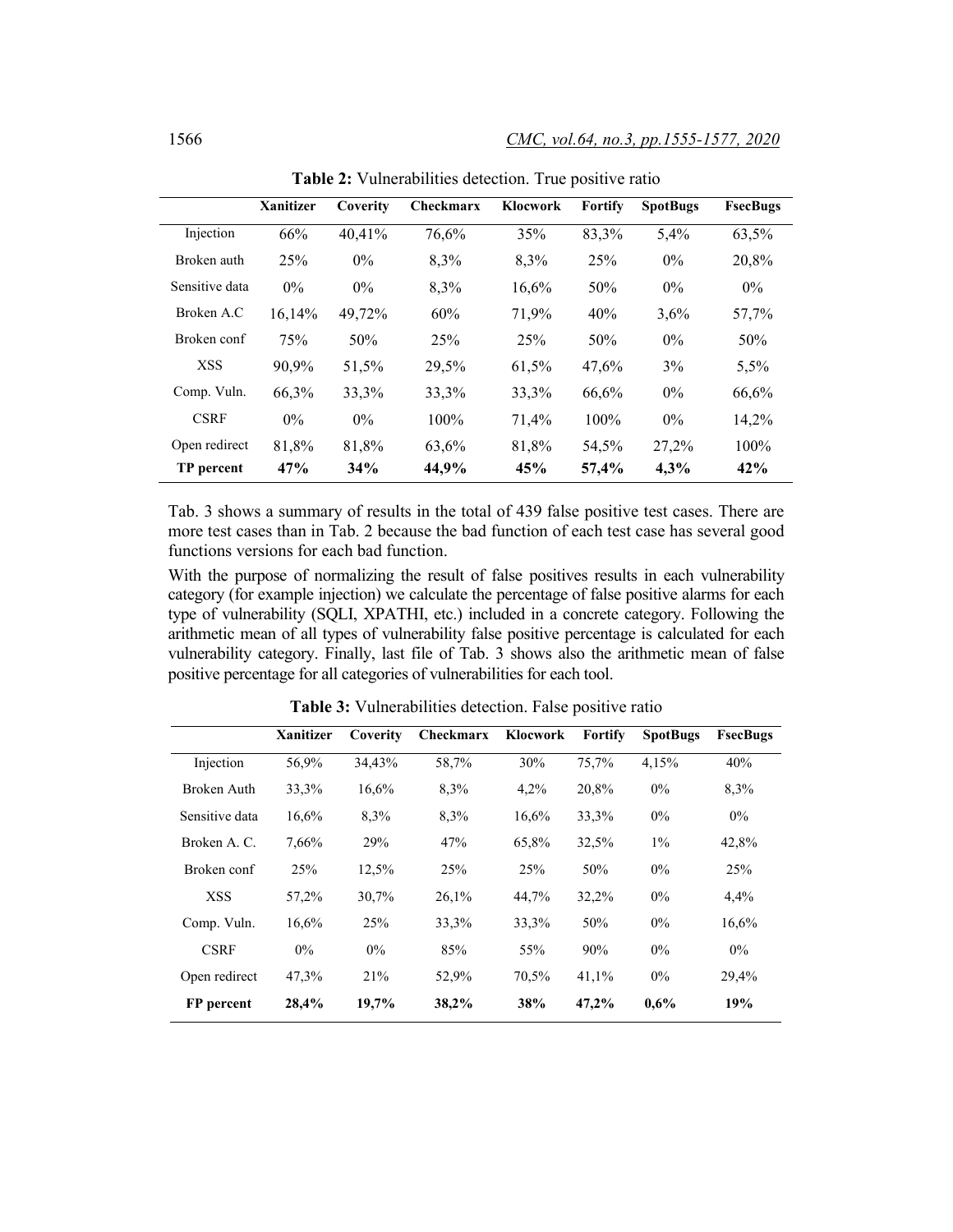**Table 2:** Vulnerabilities detection. True positive ratio

| | Xanitizer | Coverity | Checkmarx | Klocwork | Fortify | SpotBugs | FsecBugs |
|---|---|---|---|---|---|---|---|
| Injection | 66% | 40,41% | 76,6% | 35% | 83,3% | 5,4% | 63,5% |
| Broken auth | 25% | 0% | 8,3% | 8,3% | 25% | 0% | 20,8% |
| Sensitive data | 0% | 0% | 8,3% | 16,6% | 50% | 0% | 0% |
| Broken A.C | 16,14% | 49,72% | 60% | 71,9% | 40% | 3,6% | 57,7% |
| Broken conf | 75% | 50% | 25% | 25% | 50% | 0% | 50% |
| XSS | 90,9% | 51,5% | 29,5% | 61,5% | 47,6% | 3% | 5,5% |
| Comp. Vuln. | 66,3% | 33,3% | 33,3% | 33,3% | 66,6% | 0% | 66,6% |
| CSRF | 0% | 0% | 100% | 71,4% | 100% | 0% | 14,2% |
| Open redirect | 81,8% | 81,8% | 63,6% | 81,8% | 54,5% | 27,2% | 100% |
| **TP percent** | **47%** | **34%** | **44,9%** | **45%** | **57,4%** | **4,3%** | **42%** |

Tab. 3 shows a summary of results in the total of 439 false positive test cases. There are more test cases than in Tab. 2 because the bad function of each test case has several good functions versions for each bad function.

With the purpose of normalizing the result of false positives results in each vulnerability category (for example injection) we calculate the percentage of false positive alarms for each type of vulnerability (SQLI, XPATHI, etc.) included in a concrete category. Following the arithmetic mean of all types of vulnerability false positive percentage is calculated for each vulnerability category. Finally, last file of Tab. 3 shows also the arithmetic mean of false positive percentage for all categories of vulnerabilities for each tool.

**Table 3:** Vulnerabilities detection. False positive ratio

| | Xanitizer | Coverity | Checkmarx | Klocwork | Fortify | SpotBugs | FsecBugs |
|---|---|---|---|---|---|---|---|
| Injection | 56,9% | 34,43% | 58,7% | 30% | 75,7% | 4,15% | 40% |
| Broken Auth | 33,3% | 16,6% | 8,3% | 4,2% | 20,8% | 0% | 8,3% |
| Sensitive data | 16,6% | 8,3% | 8,3% | 16,6% | 33,3% | 0% | 0% |
| Broken A. C. | 7,66% | 29% | 47% | 65,8% | 32,5% | 1% | 42,8% |
| Broken conf | 25% | 12,5% | 25% | 25% | 50% | 0% | 25% |
| XSS | 57,2% | 30,7% | 26,1% | 44,7% | 32,2% | 0% | 4,4% |
| Comp. Vuln. | 16,6% | 25% | 33,3% | 33,3% | 50% | 0% | 16,6% |
| CSRF | 0% | 0% | 85% | 55% | 90% | 0% | 0% |
| Open redirect | 47,3% | 21% | 52,9% | 70,5% | 41,1% | 0% | 29,4% |
| **FP percent** | **28,4%** | **19,7%** | **38,2%** | **38%** | **47,2%** | **0,6%** | **19%** |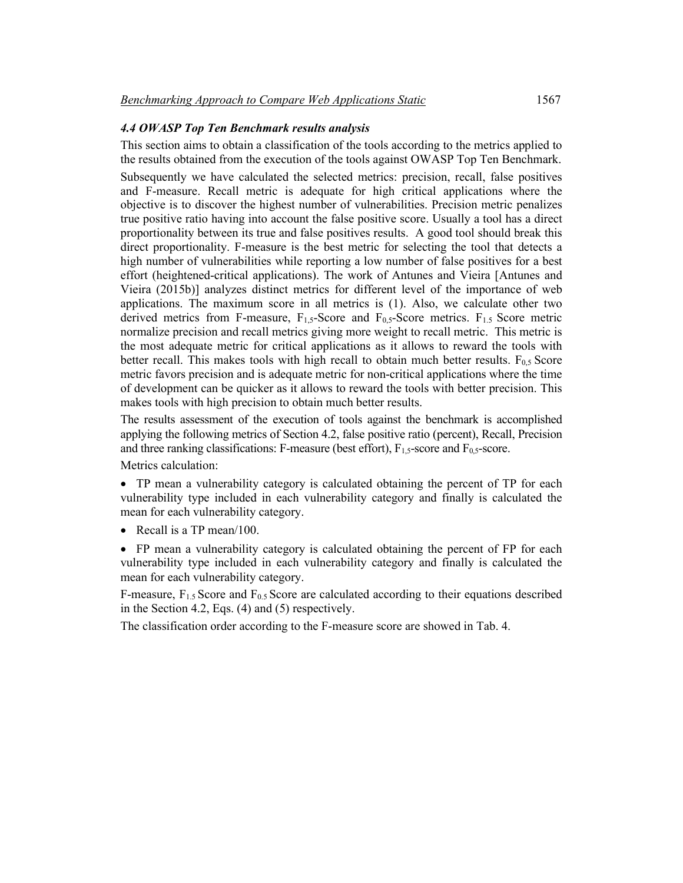### *4.4 OWASP Top Ten Benchmark results analysis*

This section aims to obtain a classification of the tools according to the metrics applied to the results obtained from the execution of the tools against OWASP Top Ten Benchmark.

Subsequently we have calculated the selected metrics: precision, recall, false positives and F-measure. Recall metric is adequate for high critical applications where the objective is to discover the highest number of vulnerabilities. Precision metric penalizes true positive ratio having into account the false positive score. Usually a tool has a direct proportionality between its true and false positives results. A good tool should break this direct proportionality. F-measure is the best metric for selecting the tool that detects a high number of vulnerabilities while reporting a low number of false positives for a best effort (heightened-critical applications). The work of Antunes and Vieira [Antunes and Vieira (2015b)] analyzes distinct metrics for different level of the importance of web applications. The maximum score in all metrics is (1). Also, we calculate other two derived metrics from F-measure, $F_{1,5}$-Score and $F_{0,5}$-Score metrics. $F_{1.5}$ Score metric normalize precision and recall metrics giving more weight to recall metric. This metric is the most adequate metric for critical applications as it allows to reward the tools with better recall. This makes tools with high recall to obtain much better results. $F_{0,5}$ Score metric favors precision and is adequate metric for non-critical applications where the time of development can be quicker as it allows to reward the tools with better precision. This makes tools with high precision to obtain much better results.

The results assessment of the execution of tools against the benchmark is accomplished applying the following metrics of Section 4.2, false positive ratio (percent), Recall, Precision and three ranking classifications: F-measure (best effort), $F_{1,5}$-score and $F_{0,5}$-score.

Metrics calculation:

- TP mean a vulnerability category is calculated obtaining the percent of TP for each vulnerability type included in each vulnerability category and finally is calculated the mean for each vulnerability category.
- Recall is a TP mean/100.
- FP mean a vulnerability category is calculated obtaining the percent of FP for each vulnerability type included in each vulnerability category and finally is calculated the mean for each vulnerability category.

F-measure, $F_{1.5}$ Score and $F_{0.5}$ Score are calculated according to their equations described in the Section 4.2, Eqs. (4) and (5) respectively.

The classification order according to the F-measure score are showed in Tab. 4.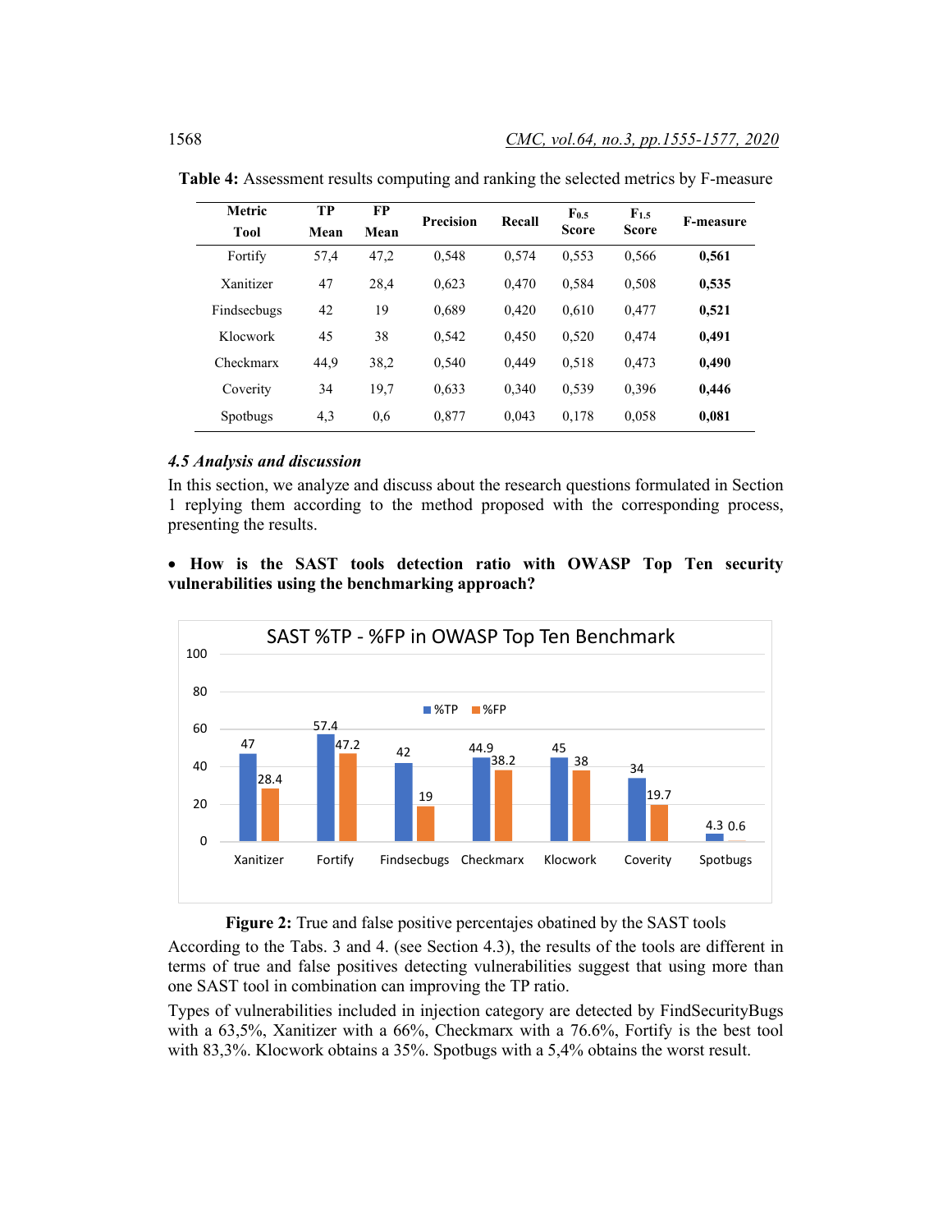**Table 4:** Assessment results computing and ranking the selected metrics by F-measure

| Metric / Tool | TP Mean | FP Mean | Precision | Recall | $F_{0.5}$ Score | $F_{1.5}$ Score | F-measure |
|---|---|---|---|---|---|---|---|
| Fortify | 57,4 | 47,2 | 0,548 | 0,574 | 0,553 | 0,566 | **0,561** |
| Xanitizer | 47 | 28,4 | 0,623 | 0,470 | 0,584 | 0,508 | **0,535** |
| Findsecbugs | 42 | 19 | 0,689 | 0,420 | 0,610 | 0,477 | **0,521** |
| Klocwork | 45 | 38 | 0,542 | 0,450 | 0,520 | 0,474 | **0,491** |
| Checkmarx | 44,9 | 38,2 | 0,540 | 0,449 | 0,518 | 0,473 | **0,490** |
| Coverity | 34 | 19,7 | 0,633 | 0,340 | 0,539 | 0,396 | **0,446** |
| Spotbugs | 4,3 | 0,6 | 0,877 | 0,043 | 0,178 | 0,058 | **0,081** |

### *4.5 Analysis and discussion*

In this section, we analyze and discuss about the research questions formulated in Section 1 replying them according to the method proposed with the corresponding process, presenting the results.

- **How is the SAST tools detection ratio with OWASP Top Ten security vulnerabilities using the benchmarking approach?**

SAST %TP - %FP in OWASP Top Ten Benchmark

| Tool | %TP | %FP |
|---|---|---|
| Xanitizer | 47 | 28.4 |
| Fortify | 57.4 | 47.2 |
| Findsecbugs | 42 | 19 |
| Checkmarx | 44.9 | 38.2 |
| Klocwork | 45 | 38 |
| Coverity | 34 | 19.7 |
| Spotbugs | 4.3 | 0.6 |

**Figure 2:** True and false positive percentajes obatined by the SAST tools

According to the Tabs. 3 and 4. (see Section 4.3), the results of the tools are different in terms of true and false positives detecting vulnerabilities suggest that using more than one SAST tool in combination can improving the TP ratio.

Types of vulnerabilities included in injection category are detected by FindSecurityBugs with a 63,5%, Xanitizer with a 66%, Checkmarx with a 76.6%, Fortify is the best tool with 83,3%. Klocwork obtains a 35%. Spotbugs with a 5,4% obtains the worst result.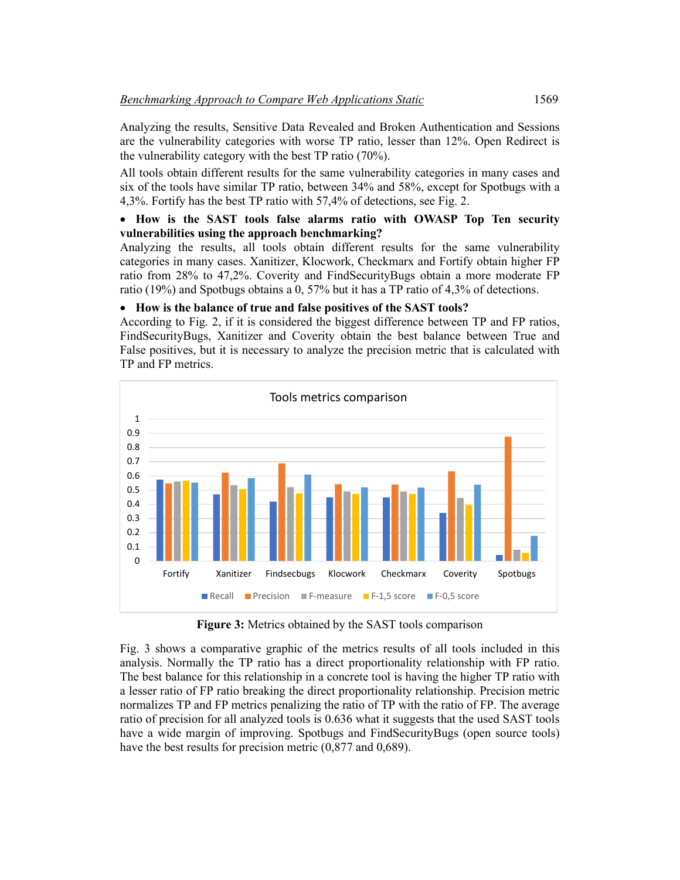Analyzing the results, Sensitive Data Revealed and Broken Authentication and Sessions are the vulnerability categories with worse TP ratio, lesser than 12%. Open Redirect is the vulnerability category with the best TP ratio (70%).

All tools obtain different results for the same vulnerability categories in many cases and six of the tools have similar TP ratio, between 34% and 58%, except for Spotbugs with a 4,3%. Fortify has the best TP ratio with 57,4% of detections, see Fig. 2.

- **How is the SAST tools false alarms ratio with OWASP Top Ten security vulnerabilities using the approach benchmarking?**

Analyzing the results, all tools obtain different results for the same vulnerability categories in many cases. Xanitizer, Klocwork, Checkmarx and Fortify obtain higher FP ratio from 28% to 47,2%. Coverity and FindSecurityBugs obtain a more moderate FP ratio (19%) and Spotbugs obtains a 0, 57% but it has a TP ratio of 4,3% of detections.

- **How is the balance of true and false positives of the SAST tools?**

According to Fig. 2, if it is considered the biggest difference between TP and FP ratios, FindSecurityBugs, Xanitizer and Coverity obtain the best balance between True and False positives, but it is necessary to analyze the precision metric that is calculated with TP and FP metrics.

**Figure 3:** Metrics obtained by the SAST tools comparison

Fig. 3 shows a comparative graphic of the metrics results of all tools included in this analysis. Normally the TP ratio has a direct proportionality relationship with FP ratio. The best balance for this relationship in a concrete tool is having the higher TP ratio with a lesser ratio of FP ratio breaking the direct proportionality relationship. Precision metric normalizes TP and FP metrics penalizing the ratio of TP with the ratio of FP. The average ratio of precision for all analyzed tools is 0.636 what it suggests that the used SAST tools have a wide margin of improving. Spotbugs and FindSecurityBugs (open source tools) have the best results for precision metric (0,877 and 0,689).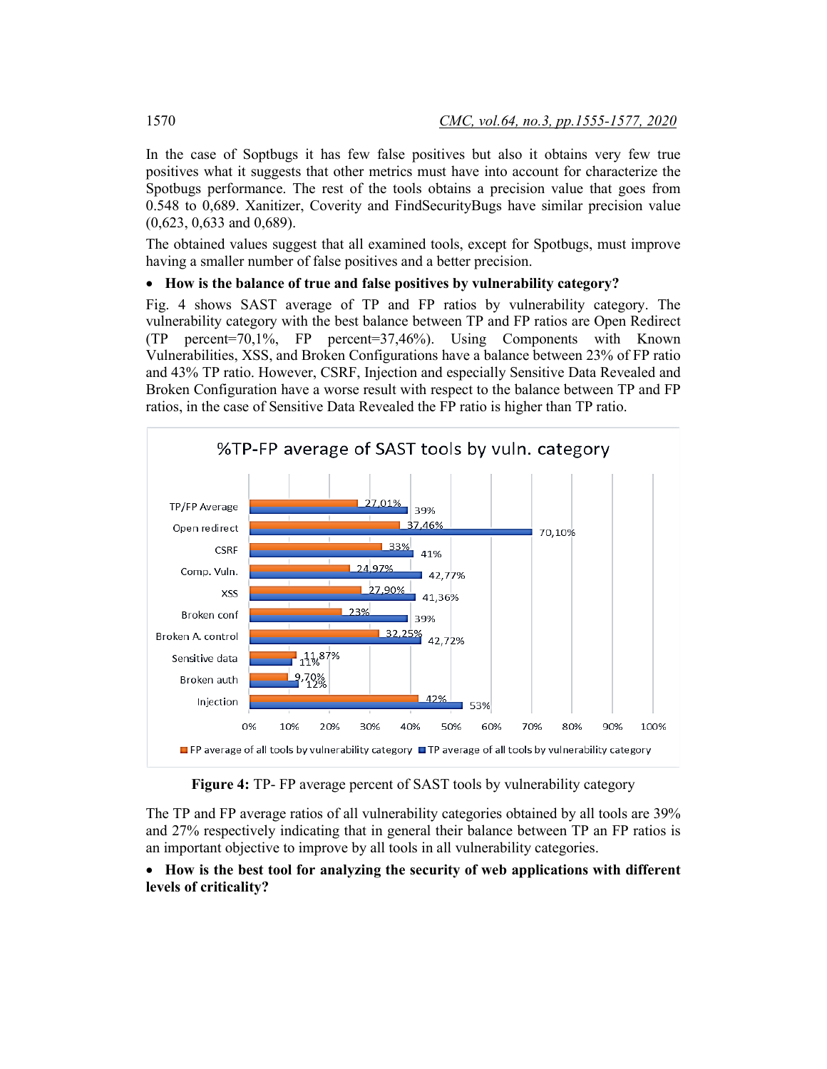In the case of Soptbugs it has few false positives but also it obtains very few true positives what it suggests that other metrics must have into account for characterize the Spotbugs performance. The rest of the tools obtains a precision value that goes from 0.548 to 0,689. Xanitizer, Coverity and FindSecurityBugs have similar precision value (0,623, 0,633 and 0,689).

The obtained values suggest that all examined tools, except for Spotbugs, must improve having a smaller number of false positives and a better precision.

- **How is the balance of true and false positives by vulnerability category?**

Fig. 4 shows SAST average of TP and FP ratios by vulnerability category. The vulnerability category with the best balance between TP and FP ratios are Open Redirect (TP percent=70,1%, FP percent=37,46%). Using Components with Known Vulnerabilities, XSS, and Broken Configurations have a balance between 23% of FP ratio and 43% TP ratio. However, CSRF, Injection and especially Sensitive Data Revealed and Broken Configuration have a worse result with respect to the balance between TP and FP ratios, in the case of Sensitive Data Revealed the FP ratio is higher than TP ratio.

%TP-FP average of SAST tools by vuln. category

| Category | FP average of all tools by vulnerability category | TP average of all tools by vulnerability category |
|---|---|---|
| TP/FP Average | 27,01% | 39% |
| Open redirect | 37,46% | 70,10% |
| CSRF | 33% | 41% |
| Comp. Vuln. | 24,97% | 42,77% |
| XSS | 27,90% | 41,36% |
| Broken conf | 23% | 39% |
| Broken A. control | 32,25% | 42,72% |
| Sensitive data | 11,87% | 11% |
| Broken auth | 9,70% | 12% |
| Injection | 42% | 53% |

**Figure 4:** TP- FP average percent of SAST tools by vulnerability category

The TP and FP average ratios of all vulnerability categories obtained by all tools are 39% and 27% respectively indicating that in general their balance between TP an FP ratios is an important objective to improve by all tools in all vulnerability categories.

- **How is the best tool for analyzing the security of web applications with different levels of criticality?**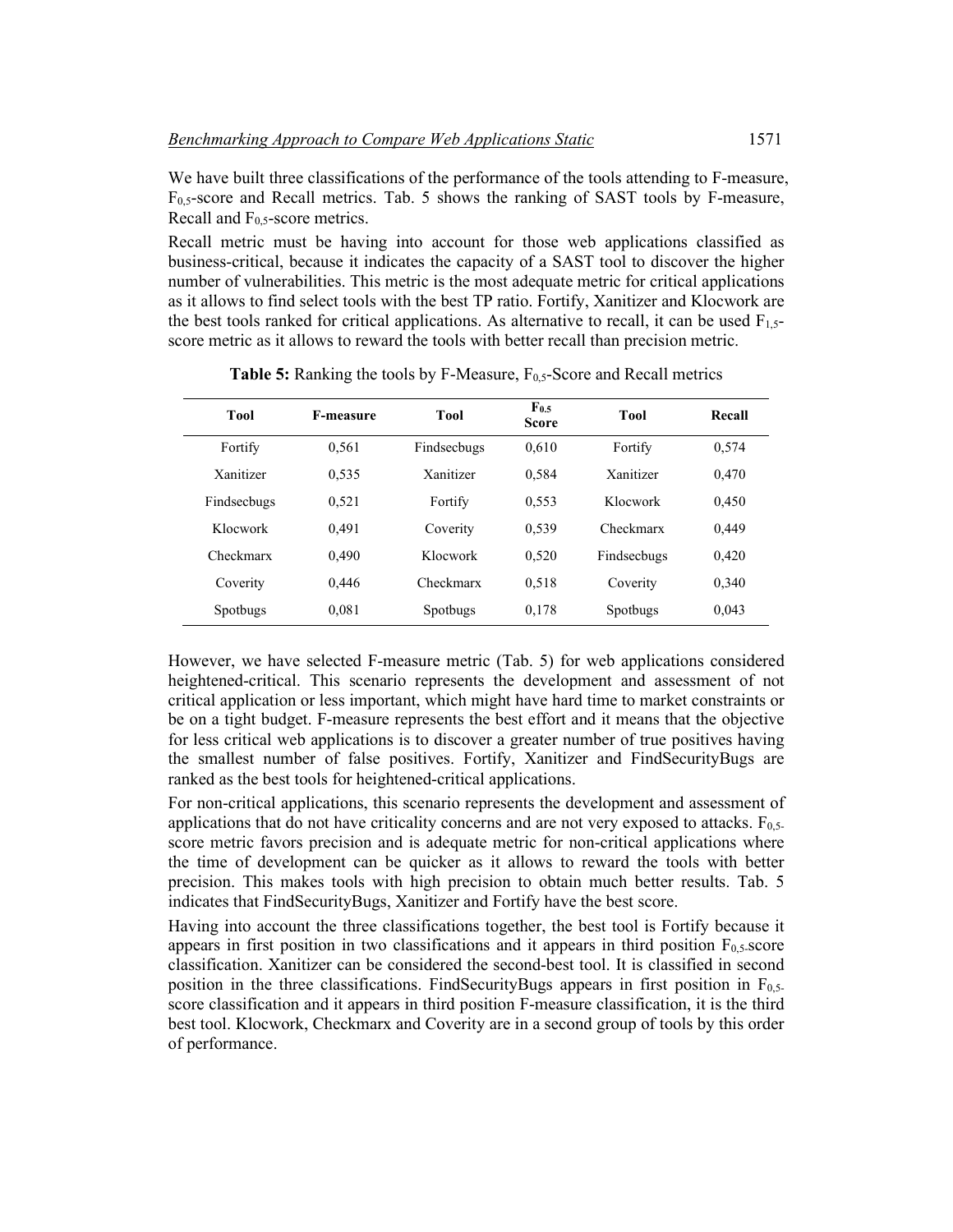We have built three classifications of the performance of the tools attending to F-measure, $F_{0,5}$-score and Recall metrics. Tab. 5 shows the ranking of SAST tools by F-measure, Recall and $F_{0,5}$-score metrics.

Recall metric must be having into account for those web applications classified as business-critical, because it indicates the capacity of a SAST tool to discover the higher number of vulnerabilities. This metric is the most adequate metric for critical applications as it allows to find select tools with the best TP ratio. Fortify, Xanitizer and Klocwork are the best tools ranked for critical applications. As alternative to recall, it can be used $F_{1,5}$-score metric as it allows to reward the tools with better recall than precision metric.

**Table 5:** Ranking the tools by F-Measure, $F_{0,5}$-Score and Recall metrics

| Tool | F-measure | Tool | $F_{0.5}$ Score | Tool | Recall |
|---|---|---|---|---|---|
| Fortify | 0,561 | Findsecbugs | 0,610 | Fortify | 0,574 |
| Xanitizer | 0,535 | Xanitizer | 0,584 | Xanitizer | 0,470 |
| Findsecbugs | 0,521 | Fortify | 0,553 | Klocwork | 0,450 |
| Klocwork | 0,491 | Coverity | 0,539 | Checkmarx | 0,449 |
| Checkmarx | 0,490 | Klocwork | 0,520 | Findsecbugs | 0,420 |
| Coverity | 0,446 | Checkmarx | 0,518 | Coverity | 0,340 |
| Spotbugs | 0,081 | Spotbugs | 0,178 | Spotbugs | 0,043 |

However, we have selected F-measure metric (Tab. 5) for web applications considered heightened-critical. This scenario represents the development and assessment of not critical application or less important, which might have hard time to market constraints or be on a tight budget. F-measure represents the best effort and it means that the objective for less critical web applications is to discover a greater number of true positives having the smallest number of false positives. Fortify, Xanitizer and FindSecurityBugs are ranked as the best tools for heightened-critical applications.

For non-critical applications, this scenario represents the development and assessment of applications that do not have criticality concerns and are not very exposed to attacks. $F_{0,5}$-score metric favors precision and is adequate metric for non-critical applications where the time of development can be quicker as it allows to reward the tools with better precision. This makes tools with high precision to obtain much better results. Tab. 5 indicates that FindSecurityBugs, Xanitizer and Fortify have the best score.

Having into account the three classifications together, the best tool is Fortify because it appears in first position in two classifications and it appears in third position $F_{0,5}$-score classification. Xanitizer can be considered the second-best tool. It is classified in second position in the three classifications. FindSecurityBugs appears in first position in $F_{0,5}$-score classification and it appears in third position F-measure classification, it is the third best tool. Klocwork, Checkmarx and Coverity are in a second group of tools by this order of performance.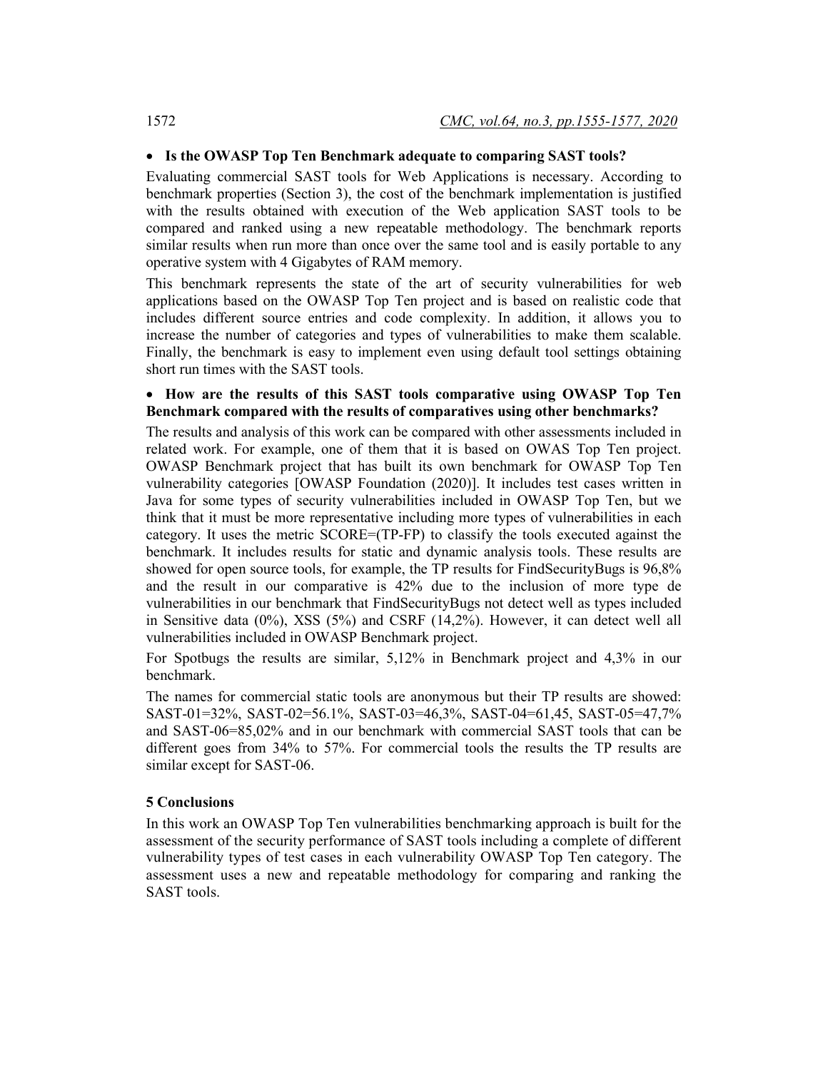- **Is the OWASP Top Ten Benchmark adequate to comparing SAST tools?**

Evaluating commercial SAST tools for Web Applications is necessary. According to benchmark properties (Section 3), the cost of the benchmark implementation is justified with the results obtained with execution of the Web application SAST tools to be compared and ranked using a new repeatable methodology. The benchmark reports similar results when run more than once over the same tool and is easily portable to any operative system with 4 Gigabytes of RAM memory.

This benchmark represents the state of the art of security vulnerabilities for web applications based on the OWASP Top Ten project and is based on realistic code that includes different source entries and code complexity. In addition, it allows you to increase the number of categories and types of vulnerabilities to make them scalable. Finally, the benchmark is easy to implement even using default tool settings obtaining short run times with the SAST tools.

- **How are the results of this SAST tools comparative using OWASP Top Ten Benchmark compared with the results of comparatives using other benchmarks?**

The results and analysis of this work can be compared with other assessments included in related work. For example, one of them that it is based on OWAS Top Ten project. OWASP Benchmark project that has built its own benchmark for OWASP Top Ten vulnerability categories [OWASP Foundation (2020)]. It includes test cases written in Java for some types of security vulnerabilities included in OWASP Top Ten, but we think that it must be more representative including more types of vulnerabilities in each category. It uses the metric SCORE=(TP-FP) to classify the tools executed against the benchmark. It includes results for static and dynamic analysis tools. These results are showed for open source tools, for example, the TP results for FindSecurityBugs is 96,8% and the result in our comparative is 42% due to the inclusion of more type de vulnerabilities in our benchmark that FindSecurityBugs not detect well as types included in Sensitive data (0%), XSS (5%) and CSRF (14,2%). However, it can detect well all vulnerabilities included in OWASP Benchmark project.

For Spotbugs the results are similar, 5,12% in Benchmark project and 4,3% in our benchmark.

The names for commercial static tools are anonymous but their TP results are showed: SAST-01=32%, SAST-02=56.1%, SAST-03=46,3%, SAST-04=61,45, SAST-05=47,7% and SAST-06=85,02% and in our benchmark with commercial SAST tools that can be different goes from 34% to 57%. For commercial tools the results the TP results are similar except for SAST-06.

## 5 Conclusions

In this work an OWASP Top Ten vulnerabilities benchmarking approach is built for the assessment of the security performance of SAST tools including a complete of different vulnerability types of test cases in each vulnerability OWASP Top Ten category. The assessment uses a new and repeatable methodology for comparing and ranking the SAST tools.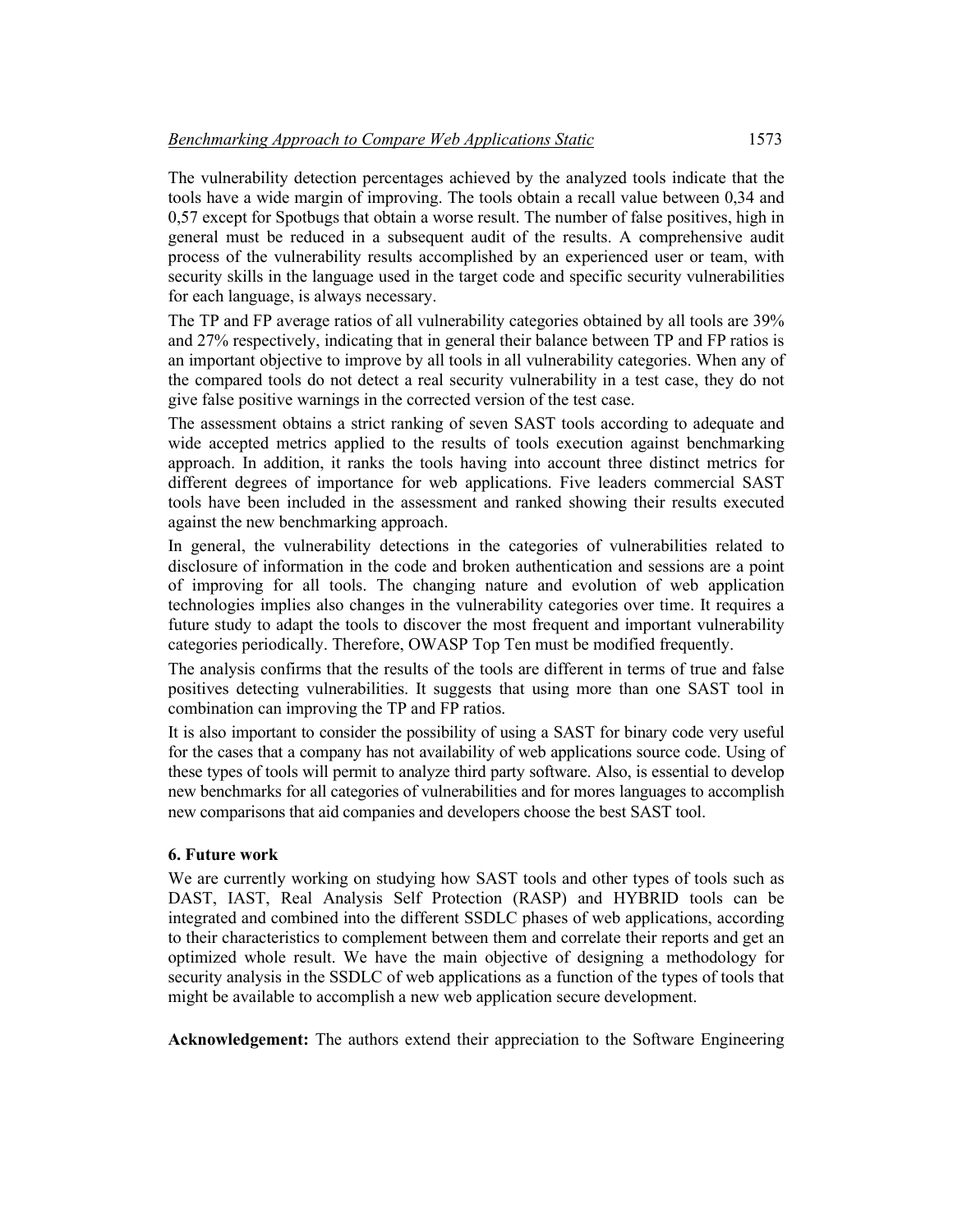The vulnerability detection percentages achieved by the analyzed tools indicate that the tools have a wide margin of improving. The tools obtain a recall value between 0,34 and 0,57 except for Spotbugs that obtain a worse result. The number of false positives, high in general must be reduced in a subsequent audit of the results. A comprehensive audit process of the vulnerability results accomplished by an experienced user or team, with security skills in the language used in the target code and specific security vulnerabilities for each language, is always necessary.

The TP and FP average ratios of all vulnerability categories obtained by all tools are 39% and 27% respectively, indicating that in general their balance between TP and FP ratios is an important objective to improve by all tools in all vulnerability categories. When any of the compared tools do not detect a real security vulnerability in a test case, they do not give false positive warnings in the corrected version of the test case.

The assessment obtains a strict ranking of seven SAST tools according to adequate and wide accepted metrics applied to the results of tools execution against benchmarking approach. In addition, it ranks the tools having into account three distinct metrics for different degrees of importance for web applications. Five leaders commercial SAST tools have been included in the assessment and ranked showing their results executed against the new benchmarking approach.

In general, the vulnerability detections in the categories of vulnerabilities related to disclosure of information in the code and broken authentication and sessions are a point of improving for all tools. The changing nature and evolution of web application technologies implies also changes in the vulnerability categories over time. It requires a future study to adapt the tools to discover the most frequent and important vulnerability categories periodically. Therefore, OWASP Top Ten must be modified frequently.

The analysis confirms that the results of the tools are different in terms of true and false positives detecting vulnerabilities. It suggests that using more than one SAST tool in combination can improving the TP and FP ratios.

It is also important to consider the possibility of using a SAST for binary code very useful for the cases that a company has not availability of web applications source code. Using of these types of tools will permit to analyze third party software. Also, is essential to develop new benchmarks for all categories of vulnerabilities and for mores languages to accomplish new comparisons that aid companies and developers choose the best SAST tool.

## 6. Future work

We are currently working on studying how SAST tools and other types of tools such as DAST, IAST, Real Analysis Self Protection (RASP) and HYBRID tools can be integrated and combined into the different SSDLC phases of web applications, according to their characteristics to complement between them and correlate their reports and get an optimized whole result. We have the main objective of designing a methodology for security analysis in the SSDLC of web applications as a function of the types of tools that might be available to accomplish a new web application secure development.

**Acknowledgement:** The authors extend their appreciation to the Software Engineering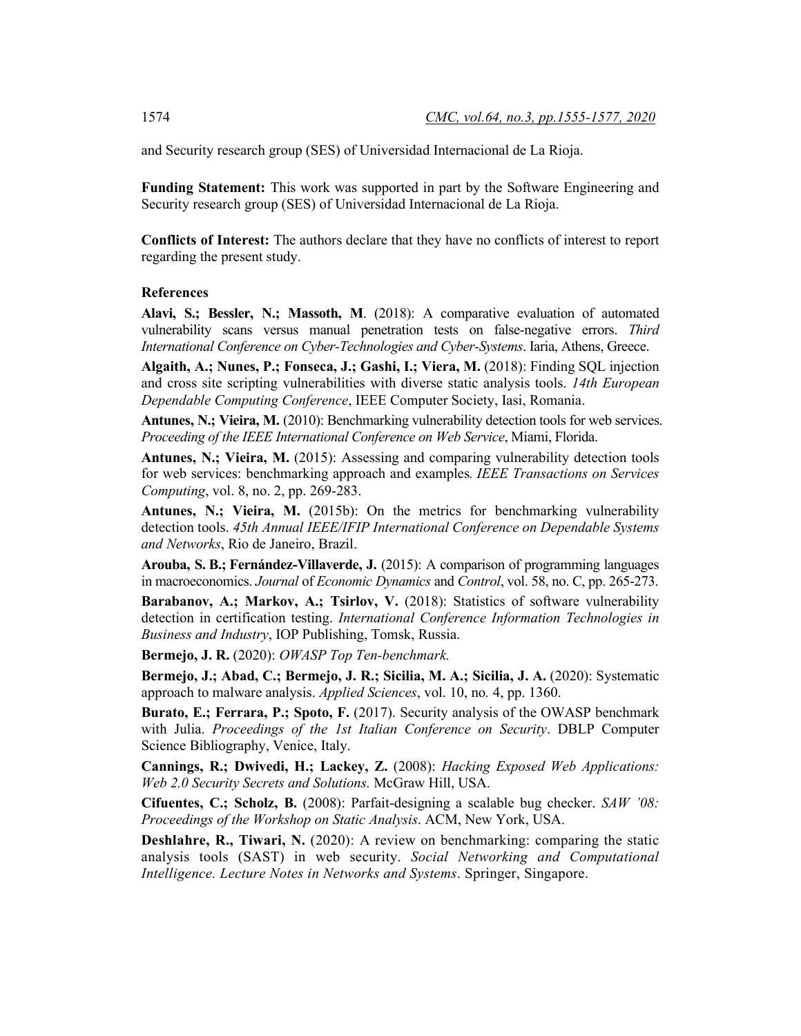and Security research group (SES) of Universidad Internacional de La Rioja.

**Funding Statement:** This work was supported in part by the Software Engineering and Security research group (SES) of Universidad Internacional de La Rioja.

**Conflicts of Interest:** The authors declare that they have no conflicts of interest to report regarding the present study.

## References

**Alavi, S.; Bessler, N.; Massoth, M**. (2018): A comparative evaluation of automated vulnerability scans versus manual penetration tests on false-negative errors. *Third International Conference on Cyber-Technologies and Cyber-Systems*. Iaria, Athens, Greece.

**Algaith, A.; Nunes, P.; Fonseca, J.; Gashi, I.; Viera, M.** (2018): Finding SQL injection and cross site scripting vulnerabilities with diverse static analysis tools. *14th European Dependable Computing Conference*, IEEE Computer Society, Iasi, Romania.

**Antunes, N.; Vieira, M.** (2010): Benchmarking vulnerability detection tools for web services. *Proceeding of the IEEE International Conference on Web Service*, Miami, Florida.

**Antunes, N.; Vieira, M.** (2015): Assessing and comparing vulnerability detection tools for web services: benchmarking approach and examples*. IEEE Transactions on Services Computing*, vol. 8, no. 2, pp. 269-283.

**Antunes, N.; Vieira, M.** (2015b): On the metrics for benchmarking vulnerability detection tools. *45th Annual IEEE/IFIP International Conference on Dependable Systems and Networks*, Rio de Janeiro, Brazil.

**Arouba, S. B.; Fernández-Villaverde, J.** (2015): A comparison of programming languages in macroeconomics. *Journal* of *Economic Dynamics* and *Control*, vol. 58, no. C, pp. 265-273.

**Barabanov, A.; Markov, A.; Tsirlov, V.** (2018): Statistics of software vulnerability detection in certification testing. *International Conference Information Technologies in Business and Industry*, IOP Publishing, Tomsk, Russia.

**Bermejo, J. R.** (2020): *OWASP Top Ten-benchmark.*

**Bermejo, J.; Abad, C.; Bermejo, J. R.; Sicilia, M. A.; Sicilia, J. A.** (2020): Systematic approach to malware analysis. *Applied Sciences*, vol. 10, no. 4, pp. 1360.

**Burato, E.; Ferrara, P.; Spoto, F.** (2017). Security analysis of the OWASP benchmark with Julia. *Proceedings of the 1st Italian Conference on Security*. DBLP Computer Science Bibliography, Venice, Italy.

**Cannings, R.; Dwivedi, H.; Lackey, Z.** (2008): *Hacking Exposed Web Applications: Web 2.0 Security Secrets and Solutions.* McGraw Hill, USA.

**Cifuentes, C.; Scholz, B.** (2008): Parfait-designing a scalable bug checker. *SAW '08: Proceedings of the Workshop on Static Analysis*. ACM, New York, USA.

**Deshlahre, R., Tiwari, N.** (2020): A review on benchmarking: comparing the static analysis tools (SAST) in web security. *Social Networking and Computational Intelligence. Lecture Notes in Networks and Systems*. Springer, Singapore.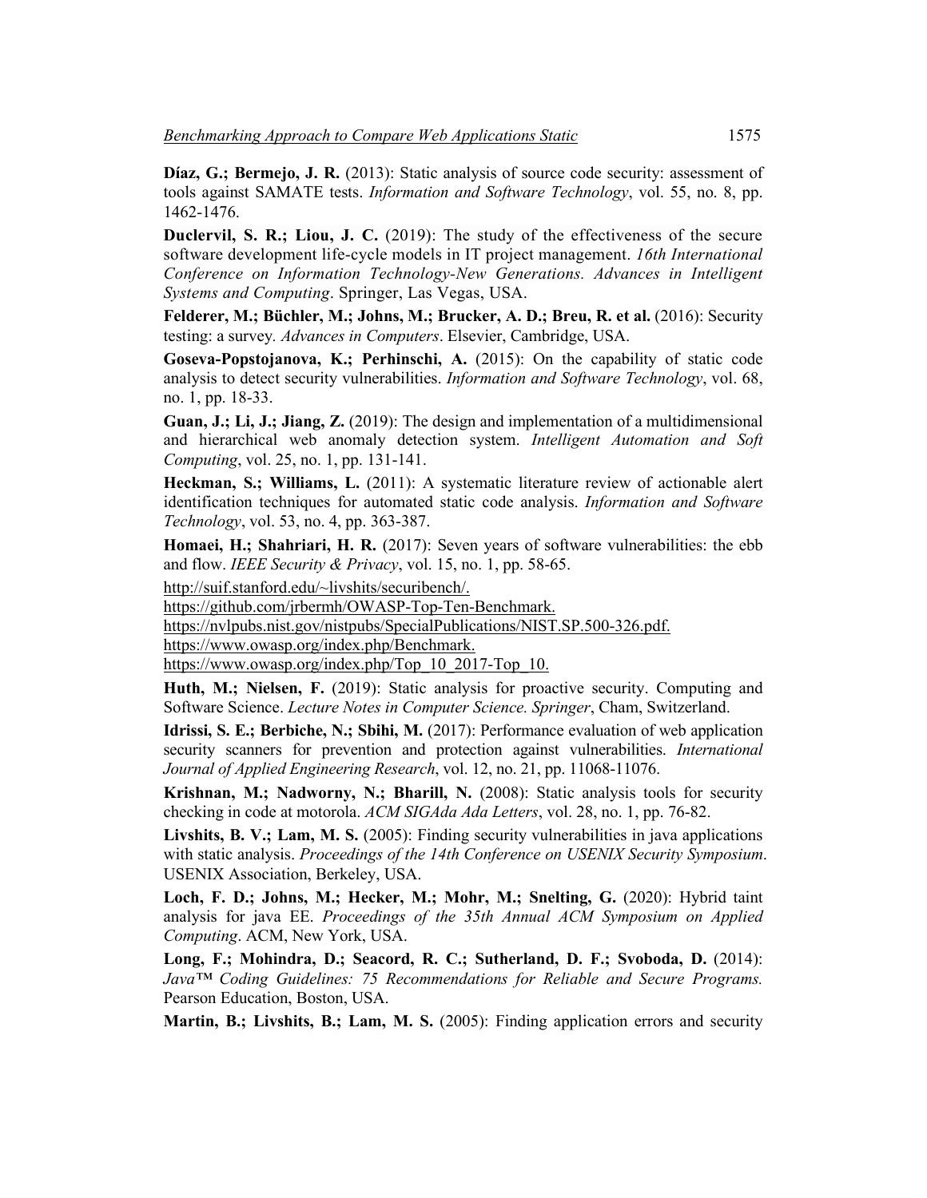**Díaz, G.; Bermejo, J. R.** (2013): Static analysis of source code security: assessment of tools against SAMATE tests. *Information and Software Technology*, vol. 55, no. 8, pp. 1462-1476.

**Duclervil, S. R.; Liou, J. C.** (2019): The study of the effectiveness of the secure software development life-cycle models in IT project management. *16th International Conference on Information Technology-New Generations. Advances in Intelligent Systems and Computing*. Springer, Las Vegas, USA.

**Felderer, M.; Büchler, M.; Johns, M.; Brucker, A. D.; Breu, R. et al.** (2016): Security testing: a survey. *Advances in Computers*. Elsevier, Cambridge, USA.

**Goseva-Popstojanova, K.; Perhinschi, A.** (2015): On the capability of static code analysis to detect security vulnerabilities. *Information and Software Technology*, vol. 68, no. 1, pp. 18-33.

**Guan, J.; Li, J.; Jiang, Z.** (2019): The design and implementation of a multidimensional and hierarchical web anomaly detection system. *Intelligent Automation and Soft Computing*, vol. 25, no. 1, pp. 131-141.

**Heckman, S.; Williams, L.** (2011): A systematic literature review of actionable alert identification techniques for automated static code analysis. *Information and Software Technology*, vol. 53, no. 4, pp. 363-387.

**Homaei, H.; Shahriari, H. R.** (2017): Seven years of software vulnerabilities: the ebb and flow. *IEEE Security & Privacy*, vol. 15, no. 1, pp. 58-65.

http://suif.stanford.edu/~livshits/securibench/.

https://github.com/jrbermh/OWASP-Top-Ten-Benchmark.

https://nvlpubs.nist.gov/nistpubs/SpecialPublications/NIST.SP.500-326.pdf.

https://www.owasp.org/index.php/Benchmark.

https://www.owasp.org/index.php/Top_10_2017-Top_10.

**Huth, M.; Nielsen, F.** (2019): Static analysis for proactive security. Computing and Software Science. *Lecture Notes in Computer Science. Springer*, Cham, Switzerland.

**Idrissi, S. E.; Berbiche, N.; Sbihi, M.** (2017): Performance evaluation of web application security scanners for prevention and protection against vulnerabilities. *International Journal of Applied Engineering Research*, vol. 12, no. 21, pp. 11068-11076.

**Krishnan, M.; Nadworny, N.; Bharill, N.** (2008): Static analysis tools for security checking in code at motorola. *ACM SIGAda Ada Letters*, vol. 28, no. 1, pp. 76-82.

**Livshits, B. V.; Lam, M. S.** (2005): Finding security vulnerabilities in java applications with static analysis. *Proceedings of the 14th Conference on USENIX Security Symposium*. USENIX Association, Berkeley, USA.

**Loch, F. D.; Johns, M.; Hecker, M.; Mohr, M.; Snelting, G.** (2020): Hybrid taint analysis for java EE. *Proceedings of the 35th Annual ACM Symposium on Applied Computing*. ACM, New York, USA.

**Long, F.; Mohindra, D.; Seacord, R. C.; Sutherland, D. F.; Svoboda, D.** (2014): *Java™ Coding Guidelines: 75 Recommendations for Reliable and Secure Programs.* Pearson Education, Boston, USA.

**Martin, B.; Livshits, B.; Lam, M. S.** (2005): Finding application errors and security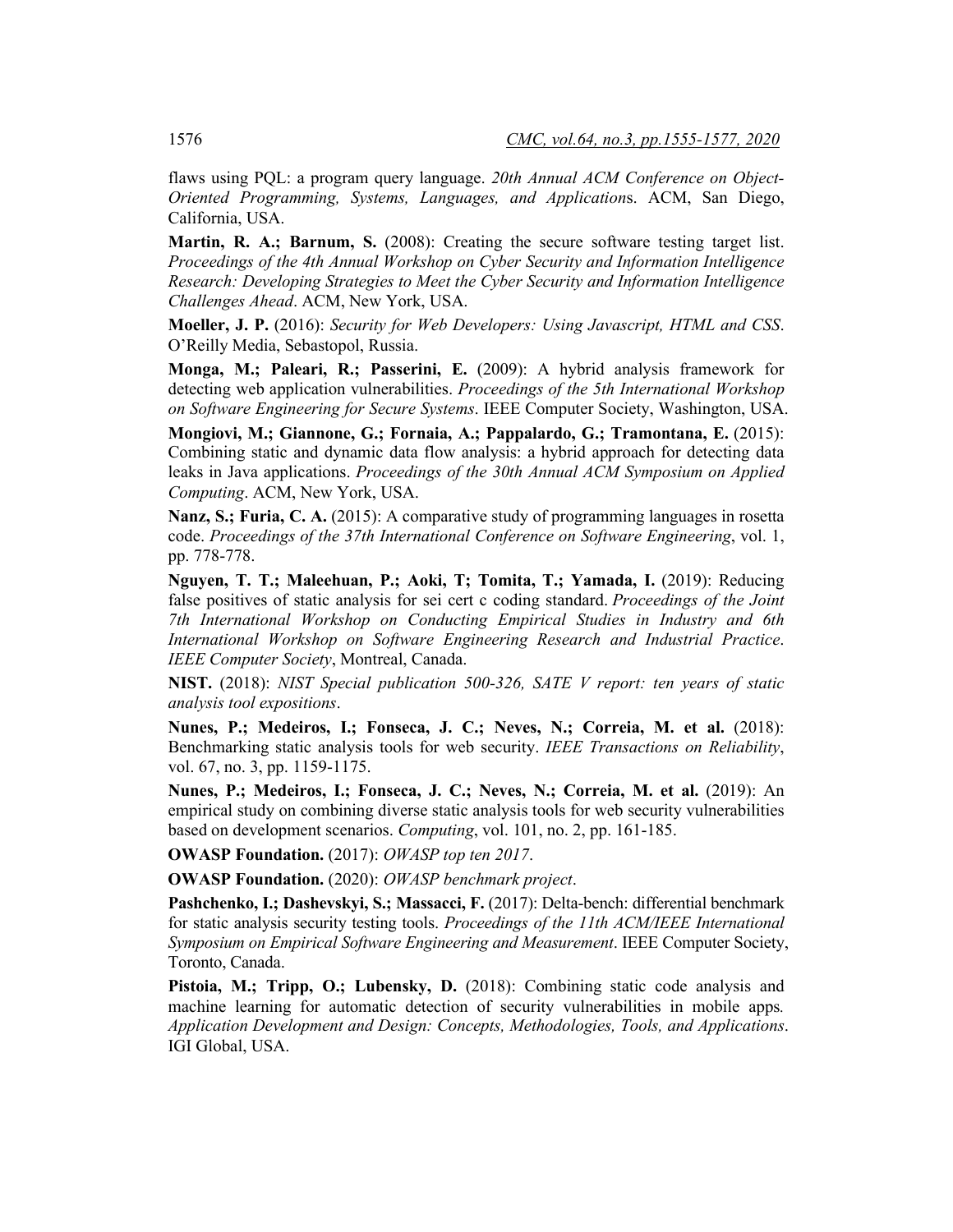flaws using PQL: a program query language. *20th Annual ACM Conference on Object-Oriented Programming, Systems, Languages, and Applications*. ACM, San Diego, California, USA.

**Martin, R. A.; Barnum, S.** (2008): Creating the secure software testing target list. *Proceedings of the 4th Annual Workshop on Cyber Security and Information Intelligence Research: Developing Strategies to Meet the Cyber Security and Information Intelligence Challenges Ahead*. ACM, New York, USA.

**Moeller, J. P.** (2016): *Security for Web Developers: Using Javascript, HTML and CSS*. O'Reilly Media, Sebastopol, Russia.

**Monga, M.; Paleari, R.; Passerini, E.** (2009): A hybrid analysis framework for detecting web application vulnerabilities. *Proceedings of the 5th International Workshop on Software Engineering for Secure Systems*. IEEE Computer Society, Washington, USA.

**Mongiovi, M.; Giannone, G.; Fornaia, A.; Pappalardo, G.; Tramontana, E.** (2015): Combining static and dynamic data flow analysis: a hybrid approach for detecting data leaks in Java applications. *Proceedings of the 30th Annual ACM Symposium on Applied Computing*. ACM, New York, USA.

**Nanz, S.; Furia, C. A.** (2015): A comparative study of programming languages in rosetta code. *Proceedings of the 37th International Conference on Software Engineering*, vol. 1, pp. 778-778.

**Nguyen, T. T.; Maleehuan, P.; Aoki, T; Tomita, T.; Yamada, I.** (2019): Reducing false positives of static analysis for sei cert c coding standard. *Proceedings of the Joint 7th International Workshop on Conducting Empirical Studies in Industry and 6th International Workshop on Software Engineering Research and Industrial Practice*. *IEEE Computer Society*, Montreal, Canada.

**NIST.** (2018): *NIST Special publication 500-326, SATE V report: ten years of static analysis tool expositions*.

**Nunes, P.; Medeiros, I.; Fonseca, J. C.; Neves, N.; Correia, M. et al.** (2018): Benchmarking static analysis tools for web security. *IEEE Transactions on Reliability*, vol. 67, no. 3, pp. 1159-1175.

**Nunes, P.; Medeiros, I.; Fonseca, J. C.; Neves, N.; Correia, M. et al.** (2019): An empirical study on combining diverse static analysis tools for web security vulnerabilities based on development scenarios. *Computing*, vol. 101, no. 2, pp. 161-185.

**OWASP Foundation.** (2017): *OWASP top ten 2017*.

**OWASP Foundation.** (2020): *OWASP benchmark project*.

**Pashchenko, I.; Dashevskyi, S.; Massacci, F.** (2017): Delta-bench: differential benchmark for static analysis security testing tools. *Proceedings of the 11th ACM/IEEE International Symposium on Empirical Software Engineering and Measurement*. IEEE Computer Society, Toronto, Canada.

**Pistoia, M.; Tripp, O.; Lubensky, D.** (2018): Combining static code analysis and machine learning for automatic detection of security vulnerabilities in mobile apps. *Application Development and Design: Concepts, Methodologies, Tools, and Applications*. IGI Global, USA.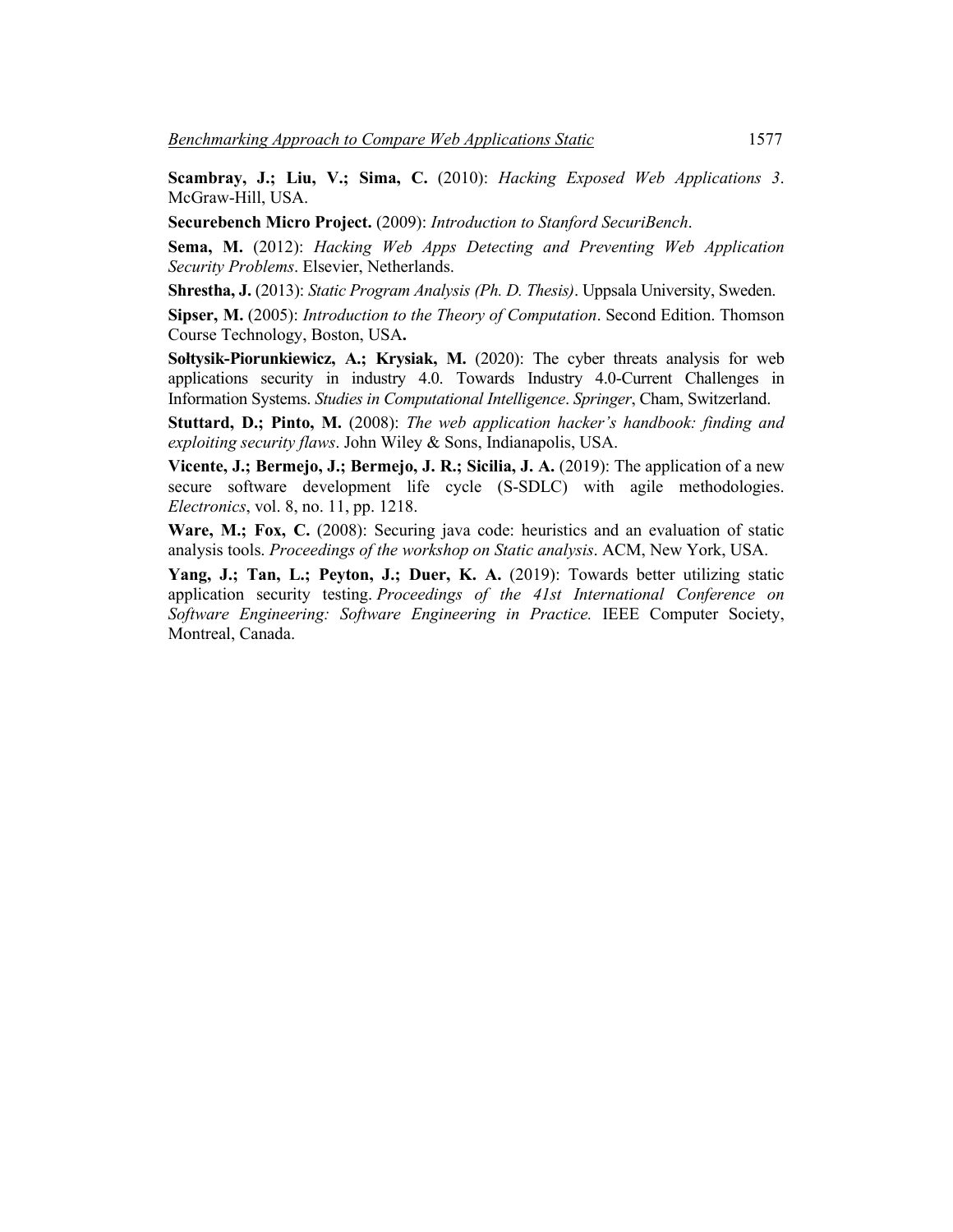**Scambray, J.; Liu, V.; Sima, C.** (2010): *Hacking Exposed Web Applications 3*. McGraw-Hill, USA.

**Securebench Micro Project.** (2009): *Introduction to Stanford SecuriBench*.

**Sema, M.** (2012): *Hacking Web Apps Detecting and Preventing Web Application Security Problems*. Elsevier, Netherlands.

**Shrestha, J.** (2013): *Static Program Analysis (Ph. D. Thesis)*. Uppsala University, Sweden.

**Sipser, M.** (2005): *Introduction to the Theory of Computation*. Second Edition. Thomson Course Technology, Boston, USA**.**

**Sołtysik-Piorunkiewicz, A.; Krysiak, M.** (2020): The cyber threats analysis for web applications security in industry 4.0. Towards Industry 4.0-Current Challenges in Information Systems. *Studies in Computational Intelligence*. *Springer*, Cham, Switzerland.

**Stuttard, D.; Pinto, M.** (2008): *The web application hacker's handbook: finding and exploiting security flaws*. John Wiley & Sons, Indianapolis, USA.

**Vicente, J.; Bermejo, J.; Bermejo, J. R.; Sicilia, J. A.** (2019): The application of a new secure software development life cycle (S-SDLC) with agile methodologies. *Electronics*, vol. 8, no. 11, pp. 1218.

**Ware, M.; Fox, C.** (2008): Securing java code: heuristics and an evaluation of static analysis tools. *Proceedings of the workshop on Static analysis*. ACM, New York, USA.

**Yang, J.; Tan, L.; Peyton, J.; Duer, K. A.** (2019): Towards better utilizing static application security testing. *Proceedings of the 41st International Conference on Software Engineering: Software Engineering in Practice.* IEEE Computer Society, Montreal, Canada.